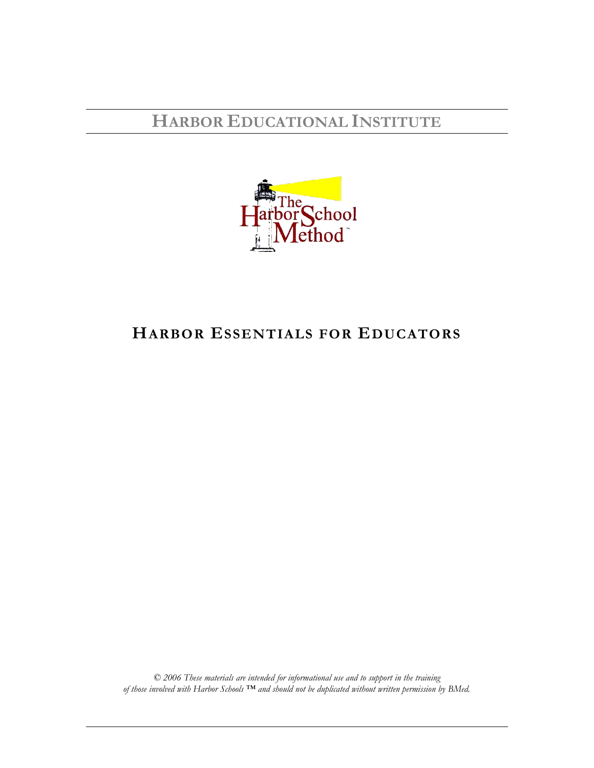# HARBOR EDUCATIONAL INSTITUTE

The Harbor School Method™

## HARBOR ESSENTIALS FOR EDUCATORS

*© 2006 These materials are intended for informational use and to support in the training of those involved with Harbor Schools ™ and should not be duplicated without written permission by BMed.*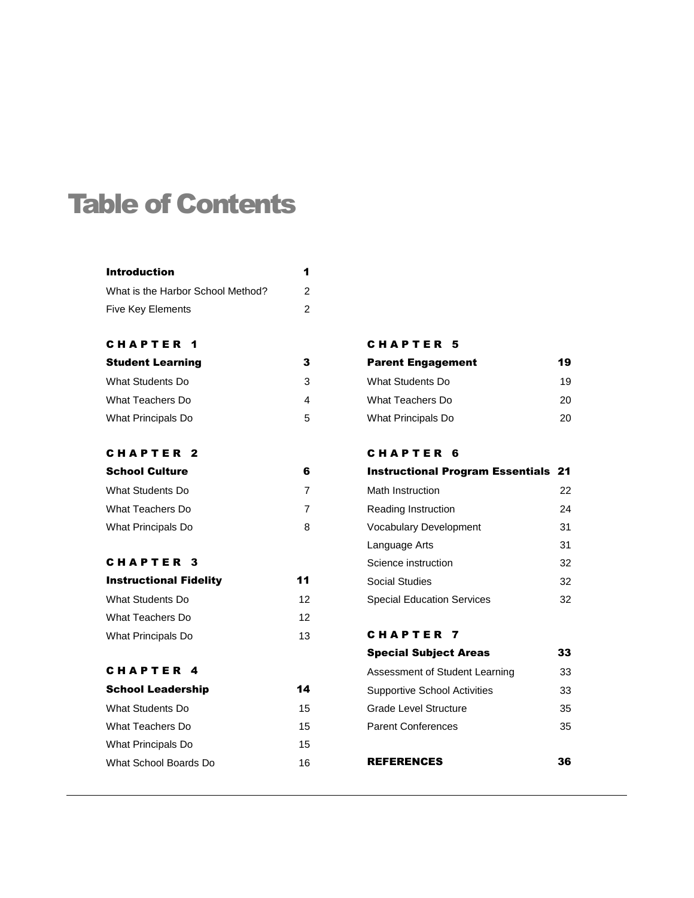# Table of Contents

| | |
|---|---|
| **Introduction** | **1** |
| What is the Harbor School Method? | 2 |
| Five Key Elements | 2 |
| **CHAPTER 1** | |
| **Student Learning** | **3** |
| What Students Do | 3 |
| What Teachers Do | 4 |
| What Principals Do | 5 |
| **CHAPTER 2** | |
| **School Culture** | **6** |
| What Students Do | 7 |
| What Teachers Do | 7 |
| What Principals Do | 8 |
| **CHAPTER 3** | |
| **Instructional Fidelity** | **11** |
| What Students Do | 12 |
| What Teachers Do | 12 |
| What Principals Do | 13 |
| **CHAPTER 4** | |
| **School Leadership** | **14** |
| What Students Do | 15 |
| What Teachers Do | 15 |
| What Principals Do | 15 |
| What School Boards Do | 16 |
| **CHAPTER 5** | |
| **Parent Engagement** | **19** |
| What Students Do | 19 |
| What Teachers Do | 20 |
| What Principals Do | 20 |
| **CHAPTER 6** | |
| **Instructional Program Essentials** | **21** |
| Math Instruction | 22 |
| Reading Instruction | 24 |
| Vocabulary Development | 31 |
| Language Arts | 31 |
| Science instruction | 32 |
| Social Studies | 32 |
| Special Education Services | 32 |
| **CHAPTER 7** | |
| **Special Subject Areas** | **33** |
| Assessment of Student Learning | 33 |
| Supportive School Activities | 33 |
| Grade Level Structure | 35 |
| Parent Conferences | 35 |
| **REFERENCES** | **36** |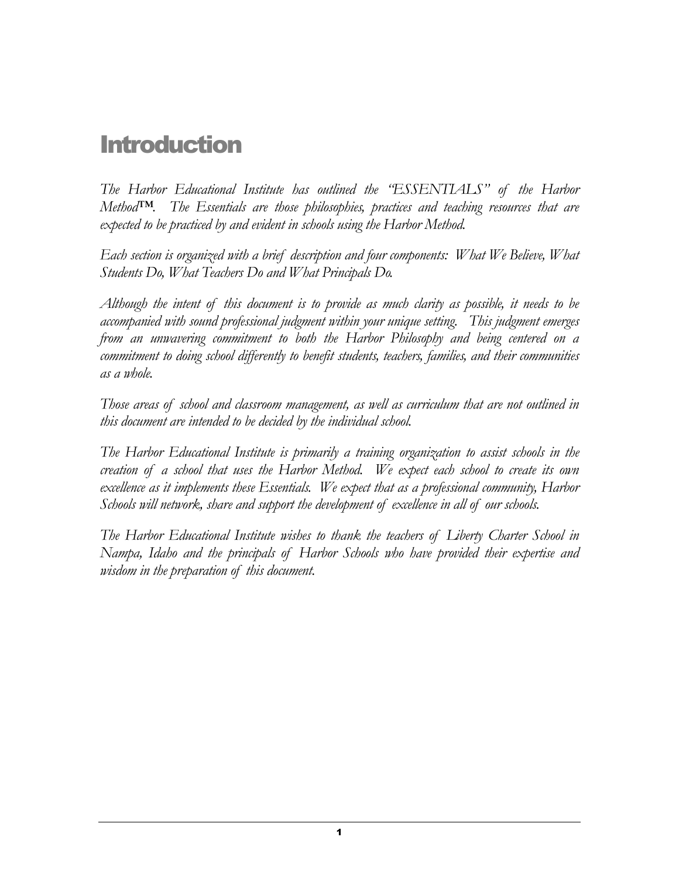# Introduction

*The Harbor Educational Institute has outlined the "ESSENTIALS" of the Harbor Method™. The Essentials are those philosophies, practices and teaching resources that are expected to be practiced by and evident in schools using the Harbor Method.*

*Each section is organized with a brief description and four components: What We Believe, What Students Do, What Teachers Do and What Principals Do.*

*Although the intent of this document is to provide as much clarity as possible, it needs to be accompanied with sound professional judgment within your unique setting. This judgment emerges from an unwavering commitment to both the Harbor Philosophy and being centered on a commitment to doing school differently to benefit students, teachers, families, and their communities as a whole.*

*Those areas of school and classroom management, as well as curriculum that are not outlined in this document are intended to be decided by the individual school.*

*The Harbor Educational Institute is primarily a training organization to assist schools in the creation of a school that uses the Harbor Method. We expect each school to create its own excellence as it implements these Essentials. We expect that as a professional community, Harbor Schools will network, share and support the development of excellence in all of our schools.*

*The Harbor Educational Institute wishes to thank the teachers of Liberty Charter School in Nampa, Idaho and the principals of Harbor Schools who have provided their expertise and wisdom in the preparation of this document.*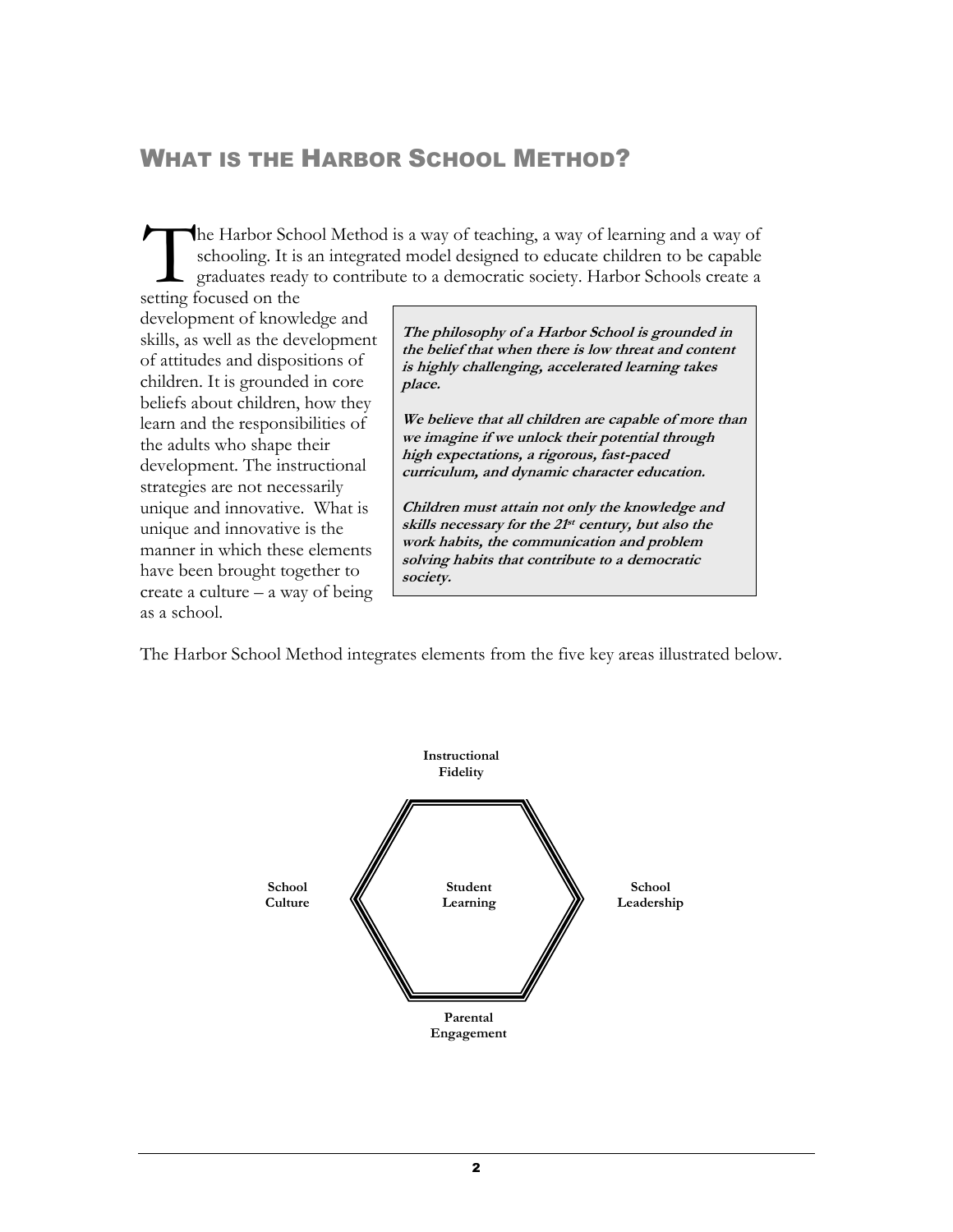## WHAT IS THE HARBOR SCHOOL METHOD?

The Harbor School Method is a way of teaching, a way of learning and a way of schooling. It is an integrated model designed to educate children to be capable graduates ready to contribute to a democratic society. Harbor Schools create a setting focused on the development of knowledge and skills, as well as the development of attitudes and dispositions of children. It is grounded in core beliefs about children, how they learn and the responsibilities of the adults who shape their development. The instructional strategies are not necessarily unique and innovative. What is unique and innovative is the manner in which these elements have been brought together to create a culture – a way of being as a school.

> ***The philosophy of a Harbor School is grounded in the belief that when there is low threat and content is highly challenging, accelerated learning takes place.***
>
> ***We believe that all children are capable of more than we imagine if we unlock their potential through high expectations, a rigorous, fast-paced curriculum, and dynamic character education.***
>
> ***Children must attain not only the knowledge and skills necessary for the 21st century, but also the work habits, the communication and problem solving habits that contribute to a democratic society.***

The Harbor School Method integrates elements from the five key areas illustrated below.

**Instructional Fidelity**

**School Culture** — **Student Learning** — **School Leadership**

**Parental Engagement**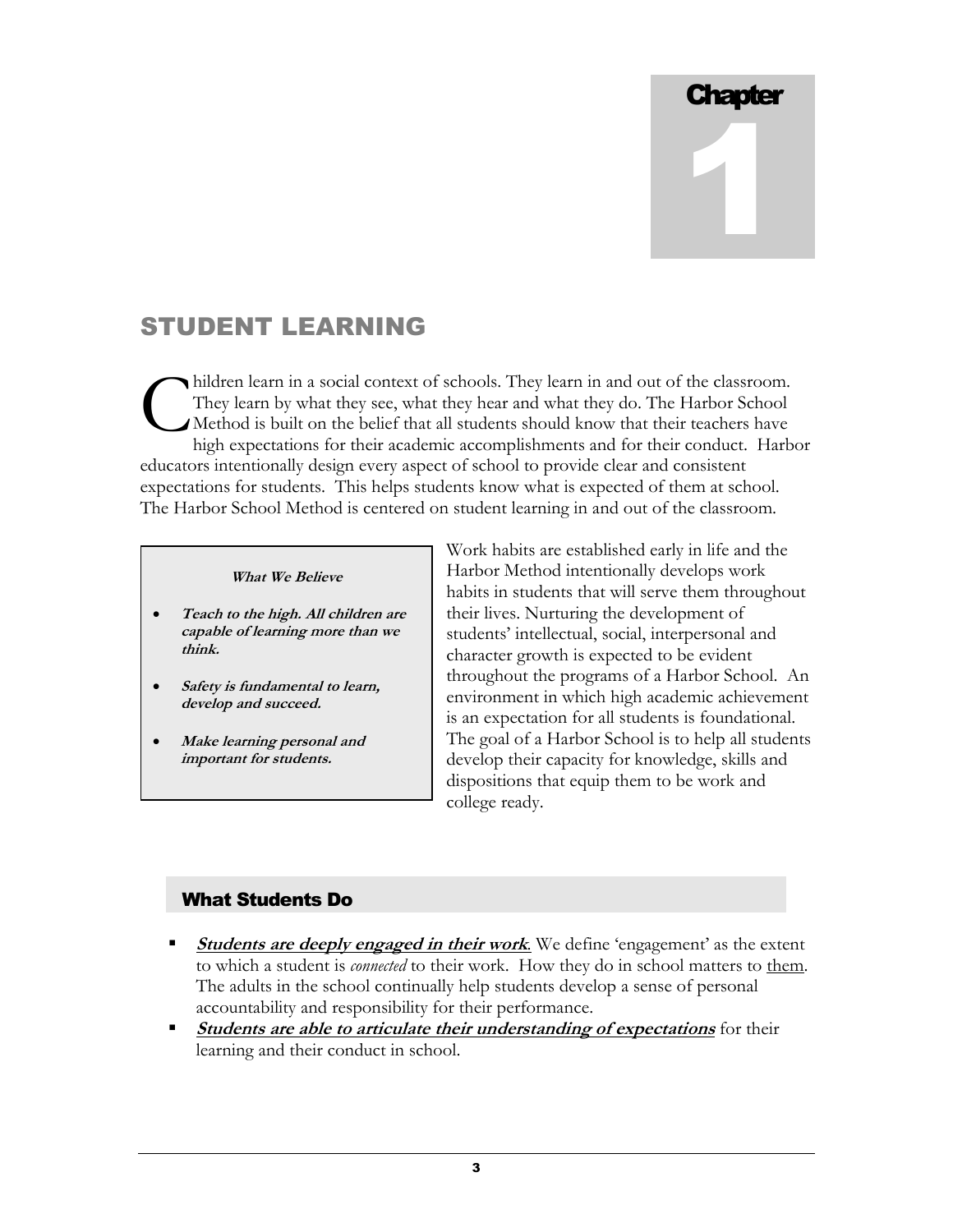# Chapter 1

## STUDENT LEARNING

Children learn in a social context of schools. They learn in and out of the classroom. They learn by what they see, what they hear and what they do. The Harbor School Method is built on the belief that all students should know that their teachers have high expectations for their academic accomplishments and for their conduct. Harbor educators intentionally design every aspect of school to provide clear and consistent expectations for students. This helps students know what is expected of them at school. The Harbor School Method is centered on student learning in and out of the classroom.

> ***What We Believe***
>
> - ***Teach to the high. All children are capable of learning more than we think.***
> - ***Safety is fundamental to learn, develop and succeed.***
> - ***Make learning personal and important for students.***

Work habits are established early in life and the Harbor Method intentionally develops work habits in students that will serve them throughout their lives. Nurturing the development of students' intellectual, social, interpersonal and character growth is expected to be evident throughout the programs of a Harbor School. An environment in which high academic achievement is an expectation for all students is foundational. The goal of a Harbor School is to help all students develop their capacity for knowledge, skills and dispositions that equip them to be work and college ready.

### What Students Do

- ***<u>Students are deeply engaged in their work</u>.*** We define 'engagement' as the extent to which a student is *connected* to their work. How they do in school matters to <u>them</u>. The adults in the school continually help students develop a sense of personal accountability and responsibility for their performance.
- ***<u>Students are able to articulate their understanding of expectations</u>*** for their learning and their conduct in school.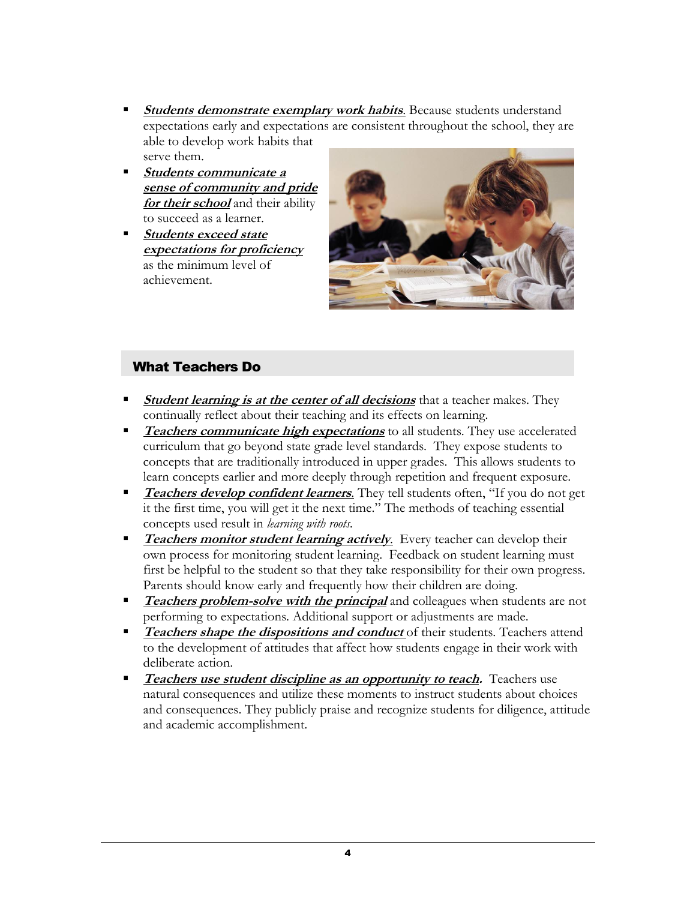- ***Students demonstrate exemplary work habits***. Because students understand expectations early and expectations are consistent throughout the school, they are able to develop work habits that serve them.
- ***Students communicate a sense of community and pride for their school*** and their ability to succeed as a learner.
- ***Students exceed state expectations for proficiency*** as the minimum level of achievement.

## What Teachers Do

- ***Student learning is at the center of all decisions*** that a teacher makes. They continually reflect about their teaching and its effects on learning.
- ***Teachers communicate high expectations*** to all students. They use accelerated curriculum that go beyond state grade level standards. They expose students to concepts that are traditionally introduced in upper grades. This allows students to learn concepts earlier and more deeply through repetition and frequent exposure.
- ***Teachers develop confident learners***. They tell students often, "If you do not get it the first time, you will get it the next time." The methods of teaching essential concepts used result in *learning with roots*.
- ***Teachers monitor student learning actively***. Every teacher can develop their own process for monitoring student learning. Feedback on student learning must first be helpful to the student so that they take responsibility for their own progress. Parents should know early and frequently how their children are doing.
- ***Teachers problem-solve with the principal*** and colleagues when students are not performing to expectations. Additional support or adjustments are made.
- ***Teachers shape the dispositions and conduct*** of their students. Teachers attend to the development of attitudes that affect how students engage in their work with deliberate action.
- ***Teachers use student discipline as an opportunity to teach.*** Teachers use natural consequences and utilize these moments to instruct students about choices and consequences. They publicly praise and recognize students for diligence, attitude and academic accomplishment.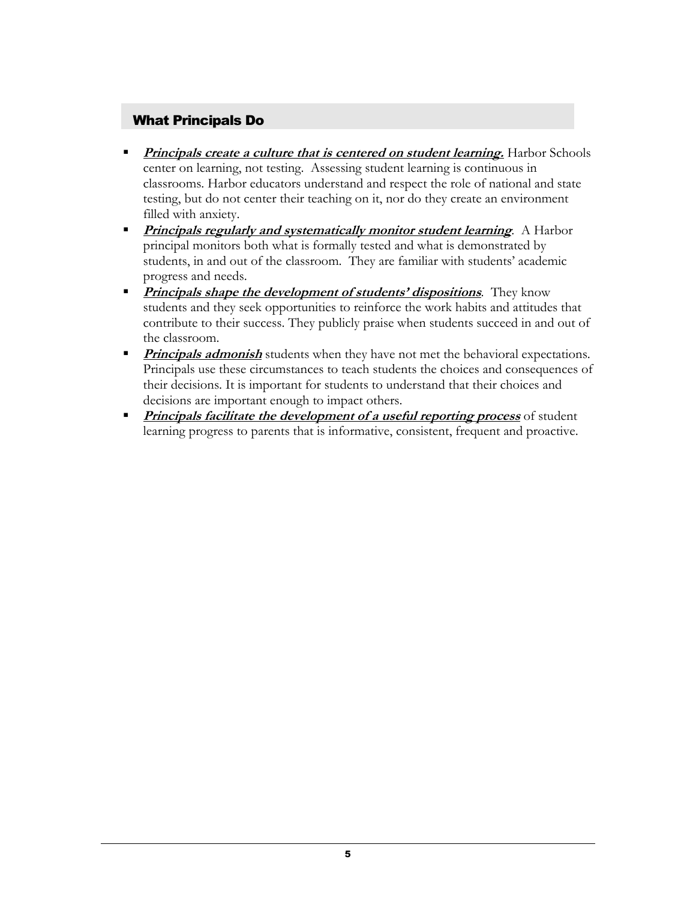## What Principals Do

- ***Principals create a culture that is centered on student learning.*** Harbor Schools center on learning, not testing. Assessing student learning is continuous in classrooms. Harbor educators understand and respect the role of national and state testing, but do not center their teaching on it, nor do they create an environment filled with anxiety.
- ***Principals regularly and systematically monitor student learning***. A Harbor principal monitors both what is formally tested and what is demonstrated by students, in and out of the classroom. They are familiar with students' academic progress and needs.
- ***Principals shape the development of students' dispositions***. They know students and they seek opportunities to reinforce the work habits and attitudes that contribute to their success. They publicly praise when students succeed in and out of the classroom.
- ***Principals admonish*** students when they have not met the behavioral expectations. Principals use these circumstances to teach students the choices and consequences of their decisions. It is important for students to understand that their choices and decisions are important enough to impact others.
- ***Principals facilitate the development of a useful reporting process*** of student learning progress to parents that is informative, consistent, frequent and proactive.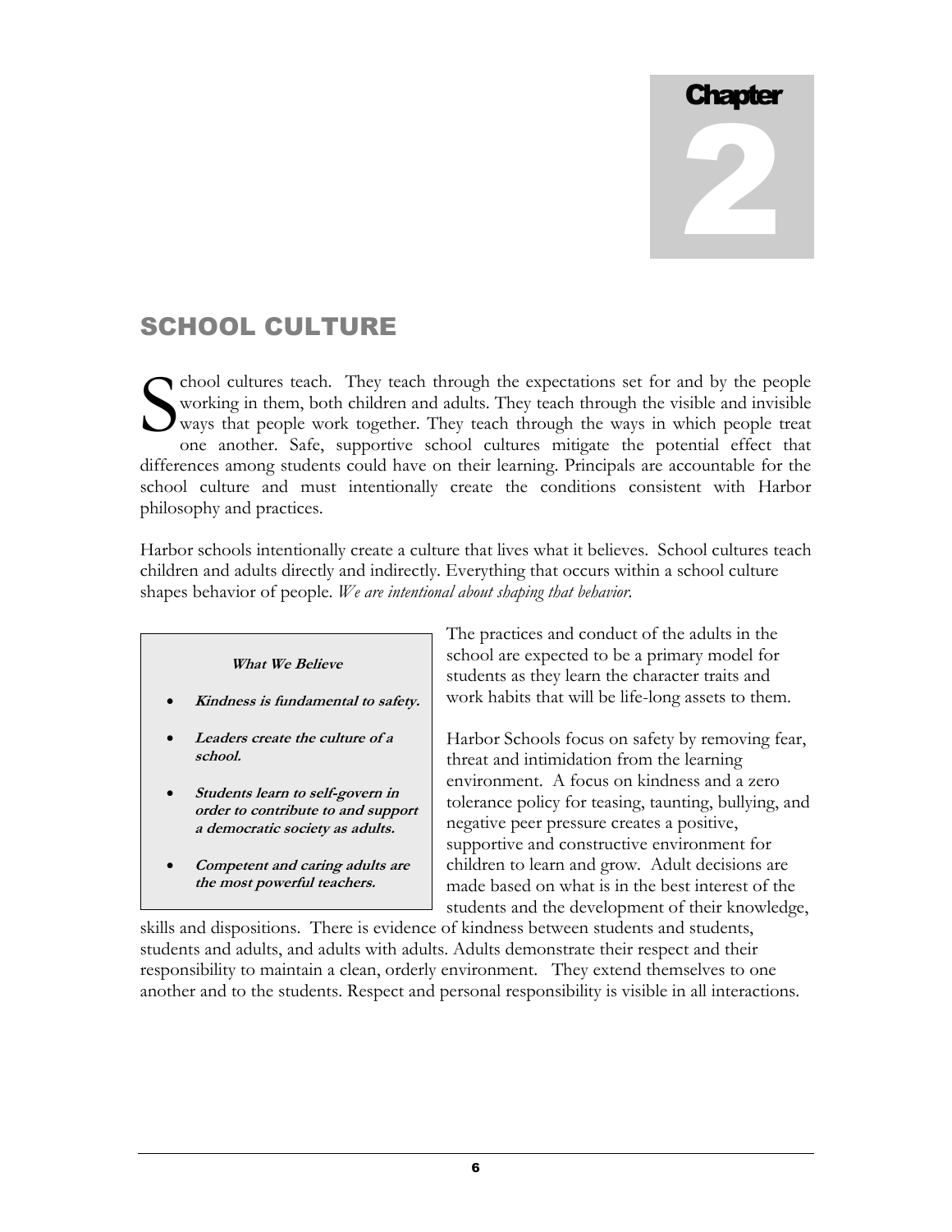# Chapter 2

## SCHOOL CULTURE

School cultures teach. They teach through the expectations set for and by the people working in them, both children and adults. They teach through the visible and invisible ways that people work together. They teach through the ways in which people treat one another. Safe, supportive school cultures mitigate the potential effect that differences among students could have on their learning. Principals are accountable for the school culture and must intentionally create the conditions consistent with Harbor philosophy and practices.

Harbor schools intentionally create a culture that lives what it believes. School cultures teach children and adults directly and indirectly. Everything that occurs within a school culture shapes behavior of people. *We are intentional about shaping that behavior.*

> ***What We Believe***
>
> - ***Kindness is fundamental to safety.***
> - ***Leaders create the culture of a school.***
> - ***Students learn to self-govern in order to contribute to and support a democratic society as adults.***
> - ***Competent and caring adults are the most powerful teachers.***

The practices and conduct of the adults in the school are expected to be a primary model for students as they learn the character traits and work habits that will be life-long assets to them.

Harbor Schools focus on safety by removing fear, threat and intimidation from the learning environment. A focus on kindness and a zero tolerance policy for teasing, taunting, bullying, and negative peer pressure creates a positive, supportive and constructive environment for children to learn and grow. Adult decisions are made based on what is in the best interest of the students and the development of their knowledge, skills and dispositions. There is evidence of kindness between students and students, students and adults, and adults with adults. Adults demonstrate their respect and their responsibility to maintain a clean, orderly environment. They extend themselves to one another and to the students. Respect and personal responsibility is visible in all interactions.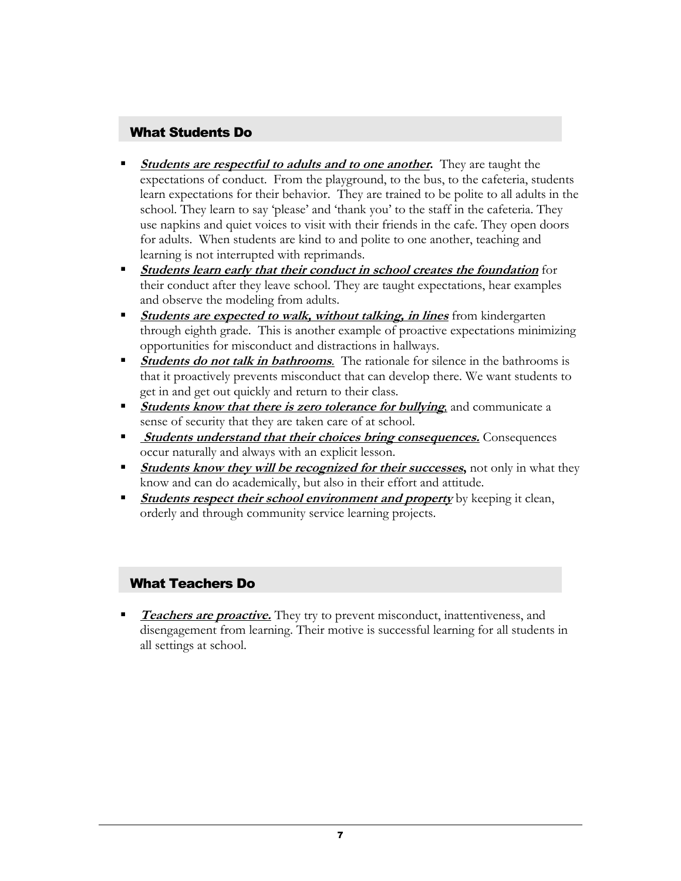## What Students Do

- ***Students are respectful to adults and to one another.*** They are taught the expectations of conduct. From the playground, to the bus, to the cafeteria, students learn expectations for their behavior. They are trained to be polite to all adults in the school. They learn to say 'please' and 'thank you' to the staff in the cafeteria. They use napkins and quiet voices to visit with their friends in the cafe. They open doors for adults. When students are kind to and polite to one another, teaching and learning is not interrupted with reprimands.
- ***Students learn early that their conduct in school creates the foundation*** for their conduct after they leave school. They are taught expectations, hear examples and observe the modeling from adults.
- ***Students are expected to walk, without talking, in lines*** from kindergarten through eighth grade. This is another example of proactive expectations minimizing opportunities for misconduct and distractions in hallways.
- ***Students do not talk in bathrooms***. The rationale for silence in the bathrooms is that it proactively prevents misconduct that can develop there. We want students to get in and get out quickly and return to their class.
- ***Students know that there is zero tolerance for bullying***, and communicate a sense of security that they are taken care of at school.
- ***Students understand that their choices bring consequences.*** Consequences occur naturally and always with an explicit lesson.
- ***Students know they will be recognized for their successes,*** not only in what they know and can do academically, but also in their effort and attitude.
- ***Students respect their school environment and property*** by keeping it clean, orderly and through community service learning projects.

## What Teachers Do

- ***Teachers are proactive.*** They try to prevent misconduct, inattentiveness, and disengagement from learning. Their motive is successful learning for all students in all settings at school.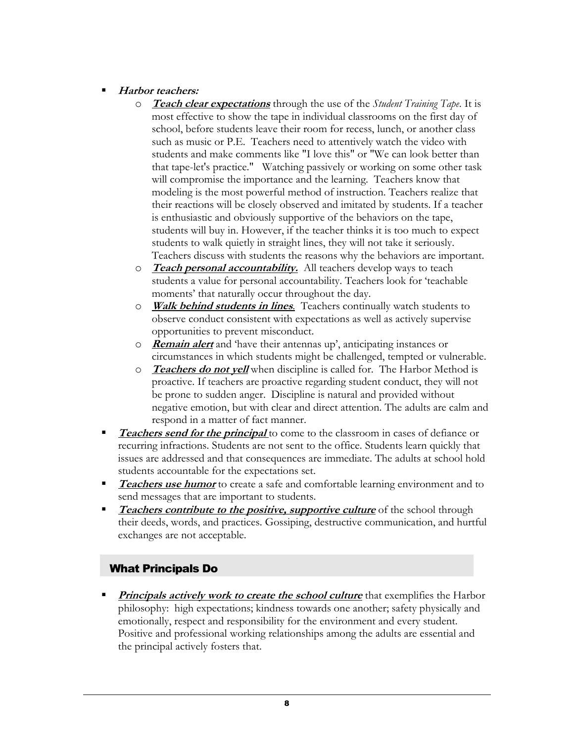- ***Harbor teachers:***
    - ***Teach clear expectations*** through the use of the *Student Training Tape*. It is most effective to show the tape in individual classrooms on the first day of school, before students leave their room for recess, lunch, or another class such as music or P.E. Teachers need to attentively watch the video with students and make comments like "I love this" or "We can look better than that tape-let's practice." Watching passively or working on some other task will compromise the importance and the learning. Teachers know that modeling is the most powerful method of instruction. Teachers realize that their reactions will be closely observed and imitated by students. If a teacher is enthusiastic and obviously supportive of the behaviors on the tape, students will buy in. However, if the teacher thinks it is too much to expect students to walk quietly in straight lines, they will not take it seriously. Teachers discuss with students the reasons why the behaviors are important.
    - ***Teach personal accountability.*** All teachers develop ways to teach students a value for personal accountability. Teachers look for 'teachable moments' that naturally occur throughout the day.
    - ***Walk behind students in lines***. Teachers continually watch students to observe conduct consistent with expectations as well as actively supervise opportunities to prevent misconduct.
    - ***Remain alert*** and 'have their antennas up', anticipating instances or circumstances in which students might be challenged, tempted or vulnerable.
    - ***Teachers do not yell*** when discipline is called for. The Harbor Method is proactive. If teachers are proactive regarding student conduct, they will not be prone to sudden anger. Discipline is natural and provided without negative emotion, but with clear and direct attention. The adults are calm and respond in a matter of fact manner.
- ***Teachers send for the principal*** to come to the classroom in cases of defiance or recurring infractions. Students are not sent to the office. Students learn quickly that issues are addressed and that consequences are immediate. The adults at school hold students accountable for the expectations set.
- ***Teachers use humor*** to create a safe and comfortable learning environment and to send messages that are important to students.
- ***Teachers contribute to the positive, supportive culture*** of the school through their deeds, words, and practices. Gossiping, destructive communication, and hurtful exchanges are not acceptable.

## What Principals Do

- ***Principals actively work to create the school culture*** that exemplifies the Harbor philosophy: high expectations; kindness towards one another; safety physically and emotionally, respect and responsibility for the environment and every student. Positive and professional working relationships among the adults are essential and the principal actively fosters that.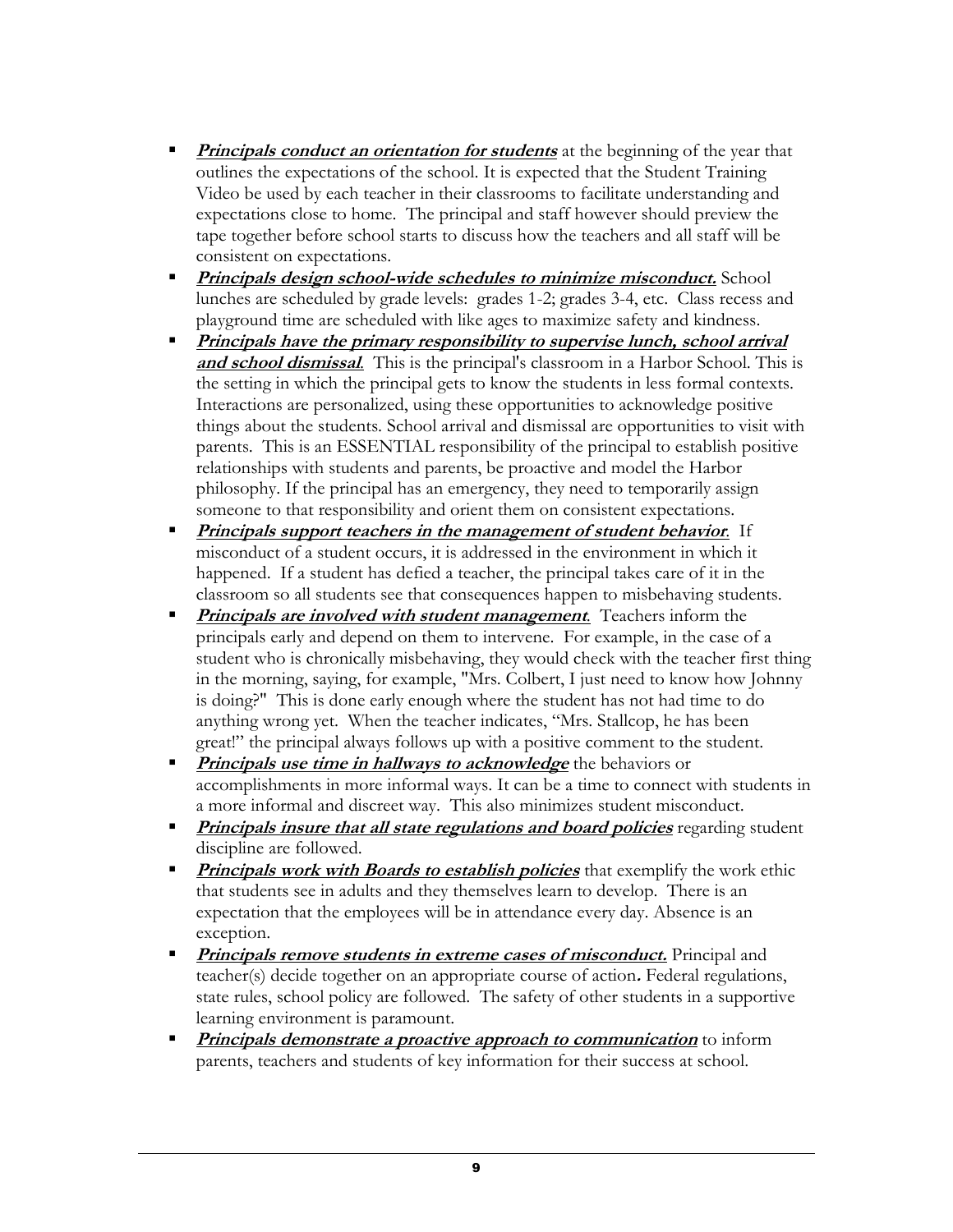- ***Principals conduct an orientation for students*** at the beginning of the year that outlines the expectations of the school. It is expected that the Student Training Video be used by each teacher in their classrooms to facilitate understanding and expectations close to home. The principal and staff however should preview the tape together before school starts to discuss how the teachers and all staff will be consistent on expectations.
- ***Principals design school-wide schedules to minimize misconduct.*** School lunches are scheduled by grade levels: grades 1-2; grades 3-4, etc. Class recess and playground time are scheduled with like ages to maximize safety and kindness.
- ***Principals have the primary responsibility to supervise lunch, school arrival and school dismissal***. This is the principal's classroom in a Harbor School. This is the setting in which the principal gets to know the students in less formal contexts. Interactions are personalized, using these opportunities to acknowledge positive things about the students. School arrival and dismissal are opportunities to visit with parents. This is an ESSENTIAL responsibility of the principal to establish positive relationships with students and parents, be proactive and model the Harbor philosophy. If the principal has an emergency, they need to temporarily assign someone to that responsibility and orient them on consistent expectations.
- ***Principals support teachers in the management of student behavior***. If misconduct of a student occurs, it is addressed in the environment in which it happened. If a student has defied a teacher, the principal takes care of it in the classroom so all students see that consequences happen to misbehaving students.
- ***Principals are involved with student management***. Teachers inform the principals early and depend on them to intervene. For example, in the case of a student who is chronically misbehaving, they would check with the teacher first thing in the morning, saying, for example, "Mrs. Colbert, I just need to know how Johnny is doing?" This is done early enough where the student has not had time to do anything wrong yet. When the teacher indicates, "Mrs. Stallcop, he has been great!" the principal always follows up with a positive comment to the student.
- ***Principals use time in hallways to acknowledge*** the behaviors or accomplishments in more informal ways. It can be a time to connect with students in a more informal and discreet way. This also minimizes student misconduct.
- ***Principals insure that all state regulations and board policies*** regarding student discipline are followed.
- ***Principals work with Boards to establish policies*** that exemplify the work ethic that students see in adults and they themselves learn to develop. There is an expectation that the employees will be in attendance every day. Absence is an exception.
- ***Principals remove students in extreme cases of misconduct.*** Principal and teacher(s) decide together on an appropriate course of action. Federal regulations, state rules, school policy are followed. The safety of other students in a supportive learning environment is paramount.
- ***Principals demonstrate a proactive approach to communication*** to inform parents, teachers and students of key information for their success at school.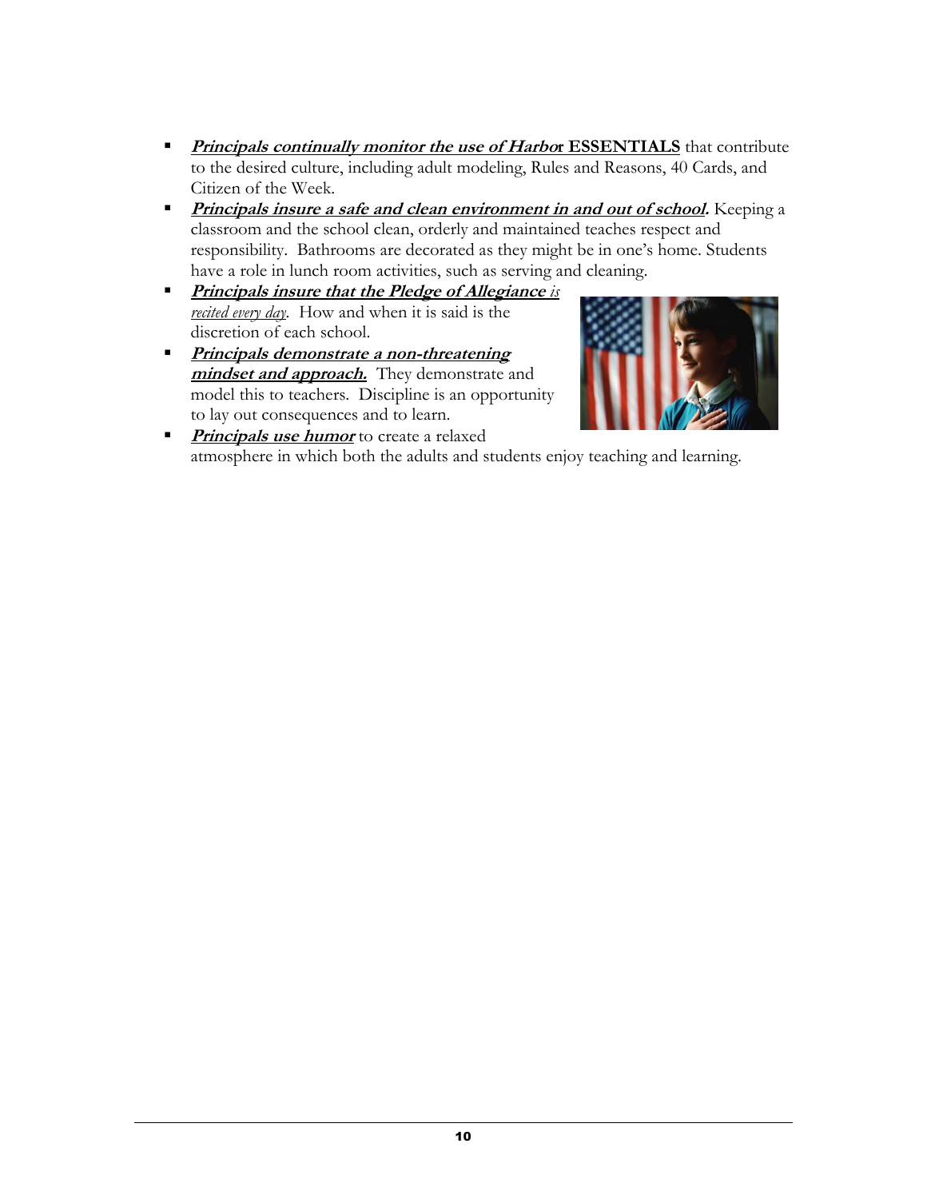- ***Principals continually monitor the use of Harbor* ESSENTIALS** that contribute to the desired culture, including adult modeling, Rules and Reasons, 40 Cards, and Citizen of the Week.
- ***Principals insure a safe and clean environment in and out of school.*** Keeping a classroom and the school clean, orderly and maintained teaches respect and responsibility. Bathrooms are decorated as they might be in one's home. Students have a role in lunch room activities, such as serving and cleaning.
- ***Principals insure that the Pledge of Allegiance** is recited every day*. How and when it is said is the discretion of each school.
- ***Principals demonstrate a non-threatening mindset and approach.*** They demonstrate and model this to teachers. Discipline is an opportunity to lay out consequences and to learn.
- ***Principals use humor*** to create a relaxed atmosphere in which both the adults and students enjoy teaching and learning.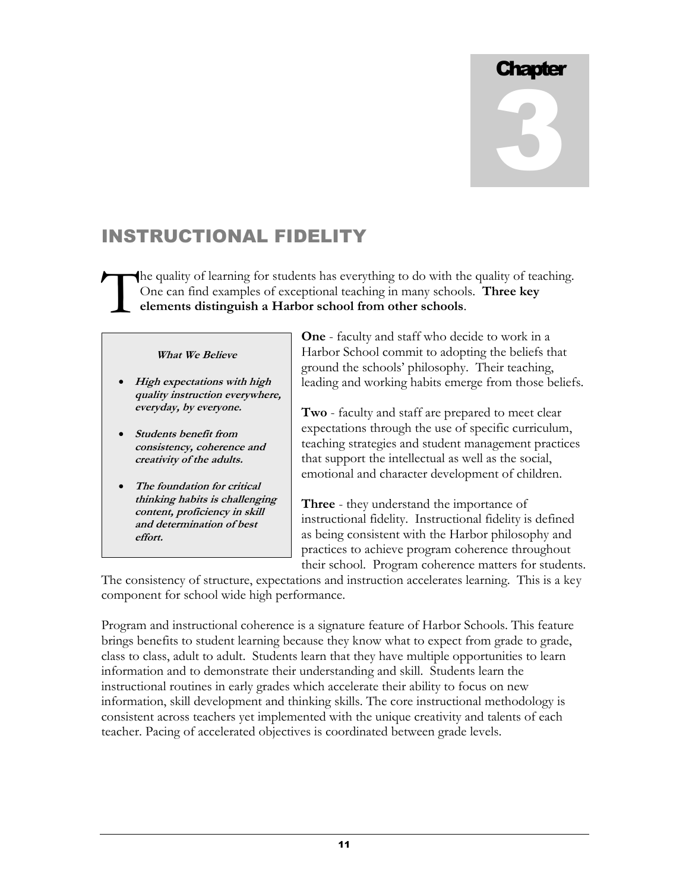# Chapter 3

## INSTRUCTIONAL FIDELITY

The quality of learning for students has everything to do with the quality of teaching. One can find examples of exceptional teaching in many schools. **Three key elements distinguish a Harbor school from other schools**.

> ***What We Believe***
>
> - ***High expectations with high quality instruction everywhere, everyday, by everyone.***
> - ***Students benefit from consistency, coherence and creativity of the adults.***
> - ***The foundation for critical thinking habits is challenging content, proficiency in skill and determination of best effort.***

**One** - faculty and staff who decide to work in a Harbor School commit to adopting the beliefs that ground the schools' philosophy. Their teaching, leading and working habits emerge from those beliefs.

**Two** - faculty and staff are prepared to meet clear expectations through the use of specific curriculum, teaching strategies and student management practices that support the intellectual as well as the social, emotional and character development of children.

**Three** - they understand the importance of instructional fidelity. Instructional fidelity is defined as being consistent with the Harbor philosophy and practices to achieve program coherence throughout their school. Program coherence matters for students. The consistency of structure, expectations and instruction accelerates learning. This is a key component for school wide high performance.

Program and instructional coherence is a signature feature of Harbor Schools. This feature brings benefits to student learning because they know what to expect from grade to grade, class to class, adult to adult. Students learn that they have multiple opportunities to learn information and to demonstrate their understanding and skill. Students learn the instructional routines in early grades which accelerate their ability to focus on new information, skill development and thinking skills. The core instructional methodology is consistent across teachers yet implemented with the unique creativity and talents of each teacher. Pacing of accelerated objectives is coordinated between grade levels.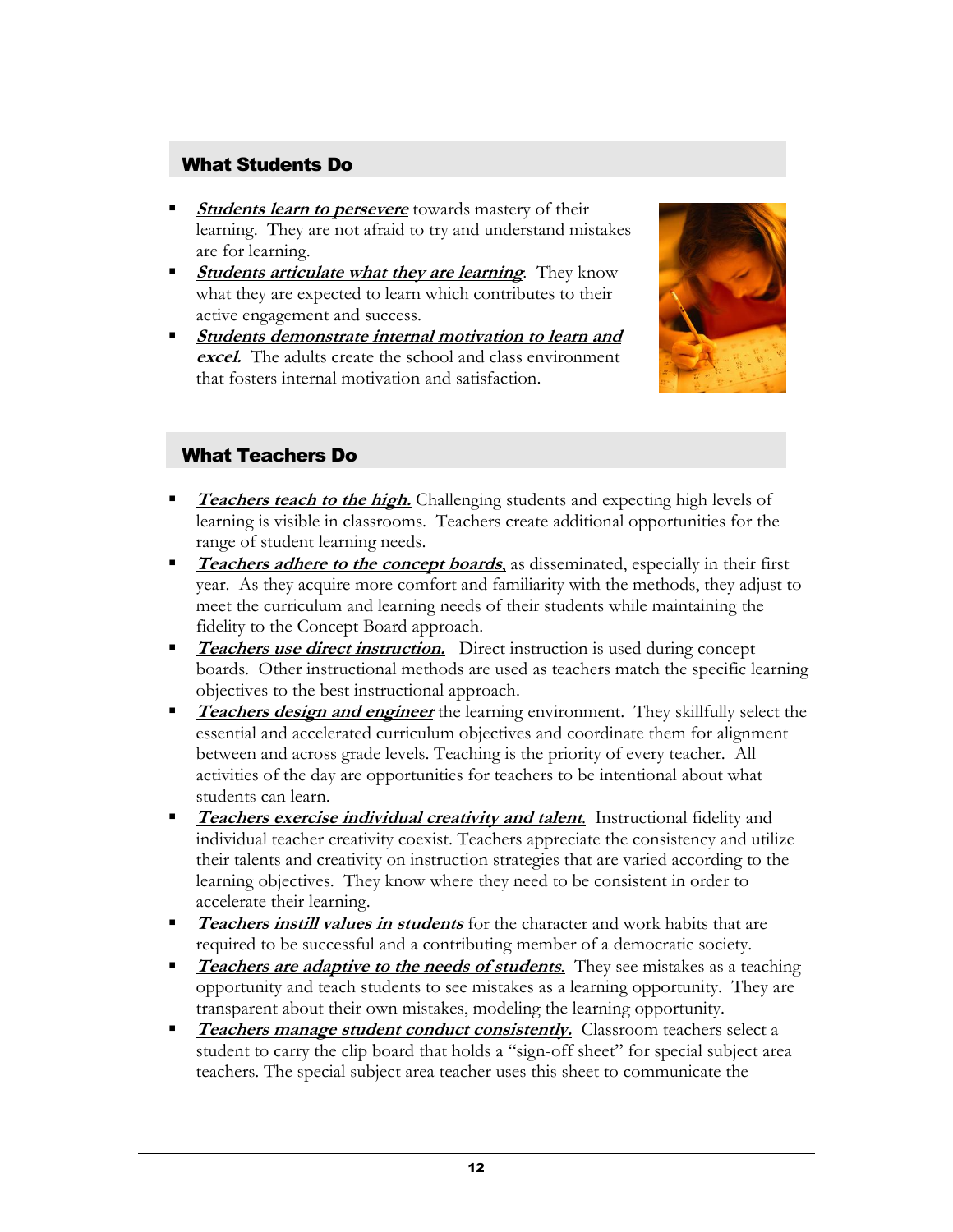## What Students Do

- ***Students learn to persevere*** towards mastery of their learning. They are not afraid to try and understand mistakes are for learning.
- ***Students articulate what they are learning***. They know what they are expected to learn which contributes to their active engagement and success.
- ***Students demonstrate internal motivation to learn and excel.*** The adults create the school and class environment that fosters internal motivation and satisfaction.

## What Teachers Do

- ***Teachers teach to the high.*** Challenging students and expecting high levels of learning is visible in classrooms. Teachers create additional opportunities for the range of student learning needs.
- ***Teachers adhere to the concept boards***, as disseminated, especially in their first year. As they acquire more comfort and familiarity with the methods, they adjust to meet the curriculum and learning needs of their students while maintaining the fidelity to the Concept Board approach.
- ***Teachers use direct instruction.*** Direct instruction is used during concept boards. Other instructional methods are used as teachers match the specific learning objectives to the best instructional approach.
- ***Teachers design and engineer*** the learning environment. They skillfully select the essential and accelerated curriculum objectives and coordinate them for alignment between and across grade levels. Teaching is the priority of every teacher. All activities of the day are opportunities for teachers to be intentional about what students can learn.
- ***Teachers exercise individual creativity and talent.*** Instructional fidelity and individual teacher creativity coexist. Teachers appreciate the consistency and utilize their talents and creativity on instruction strategies that are varied according to the learning objectives. They know where they need to be consistent in order to accelerate their learning.
- ***Teachers instill values in students*** for the character and work habits that are required to be successful and a contributing member of a democratic society.
- ***Teachers are adaptive to the needs of students.*** They see mistakes as a teaching opportunity and teach students to see mistakes as a learning opportunity. They are transparent about their own mistakes, modeling the learning opportunity.
- ***Teachers manage student conduct consistently.*** Classroom teachers select a student to carry the clip board that holds a "sign-off sheet" for special subject area teachers. The special subject area teacher uses this sheet to communicate the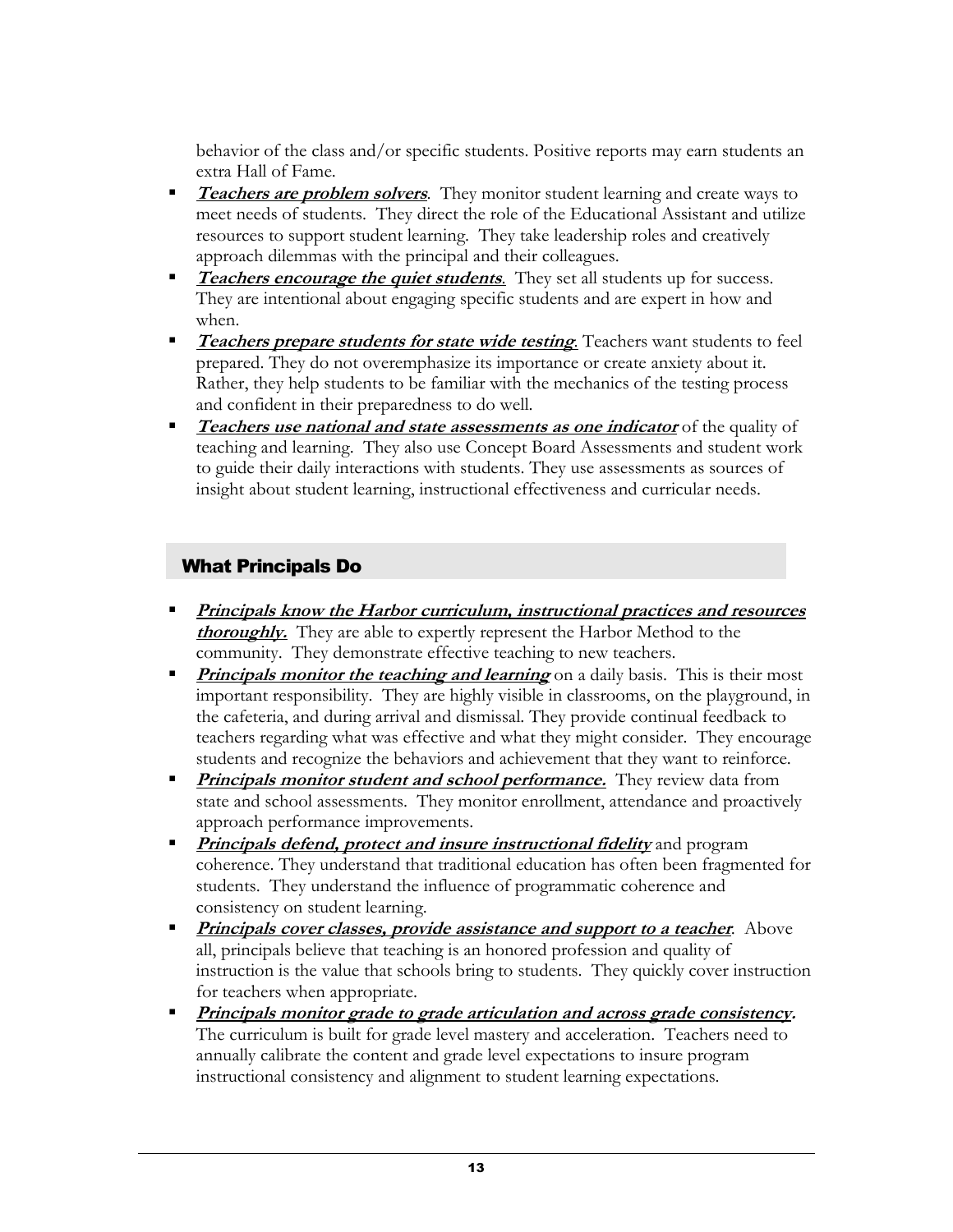behavior of the class and/or specific students. Positive reports may earn students an extra Hall of Fame.

- ***Teachers are problem solvers***. They monitor student learning and create ways to meet needs of students. They direct the role of the Educational Assistant and utilize resources to support student learning. They take leadership roles and creatively approach dilemmas with the principal and their colleagues.
- ***Teachers encourage the quiet students***. They set all students up for success. They are intentional about engaging specific students and are expert in how and when.
- ***Teachers prepare students for state wide testing***. Teachers want students to feel prepared. They do not overemphasize its importance or create anxiety about it. Rather, they help students to be familiar with the mechanics of the testing process and confident in their preparedness to do well.
- ***Teachers use national and state assessments as one indicator*** of the quality of teaching and learning. They also use Concept Board Assessments and student work to guide their daily interactions with students. They use assessments as sources of insight about student learning, instructional effectiveness and curricular needs.

## What Principals Do

- ***Principals know the Harbor curriculum, instructional practices and resources thoroughly.*** They are able to expertly represent the Harbor Method to the community. They demonstrate effective teaching to new teachers.
- ***Principals monitor the teaching and learning*** on a daily basis. This is their most important responsibility. They are highly visible in classrooms, on the playground, in the cafeteria, and during arrival and dismissal. They provide continual feedback to teachers regarding what was effective and what they might consider. They encourage students and recognize the behaviors and achievement that they want to reinforce.
- ***Principals monitor student and school performance.*** They review data from state and school assessments. They monitor enrollment, attendance and proactively approach performance improvements.
- ***Principals defend, protect and insure instructional fidelity*** and program coherence. They understand that traditional education has often been fragmented for students. They understand the influence of programmatic coherence and consistency on student learning.
- ***Principals cover classes, provide assistance and support to a teacher***. Above all, principals believe that teaching is an honored profession and quality of instruction is the value that schools bring to students. They quickly cover instruction for teachers when appropriate.
- ***Principals monitor grade to grade articulation and across grade consistency.*** The curriculum is built for grade level mastery and acceleration. Teachers need to annually calibrate the content and grade level expectations to insure program instructional consistency and alignment to student learning expectations.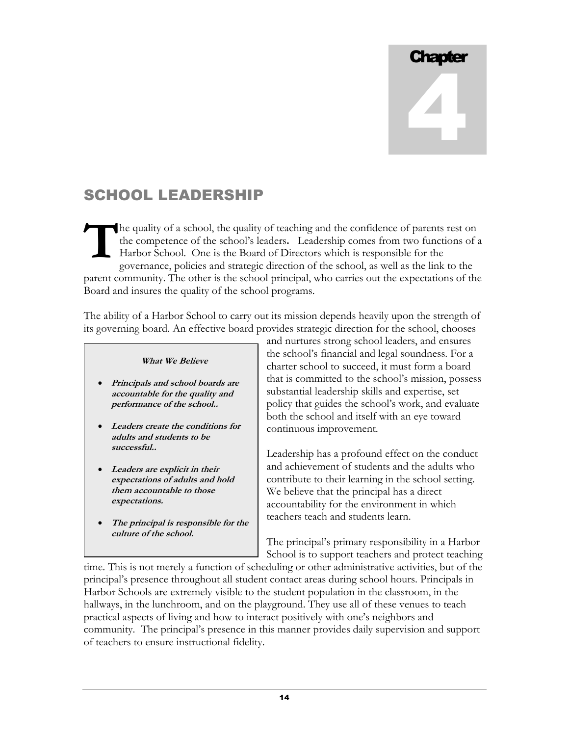# Chapter 4

## SCHOOL LEADERSHIP

The quality of a school, the quality of teaching and the confidence of parents rest on the competence of the school's leaders**.** Leadership comes from two functions of a Harbor School. One is the Board of Directors which is responsible for the governance, policies and strategic direction of the school, as well as the link to the parent community. The other is the school principal, who carries out the expectations of the Board and insures the quality of the school programs.

The ability of a Harbor School to carry out its mission depends heavily upon the strength of its governing board. An effective board provides strategic direction for the school, chooses and nurtures strong school leaders, and ensures the school's financial and legal soundness. For a charter school to succeed, it must form a board that is committed to the school's mission, possess substantial leadership skills and expertise, set policy that guides the school's work, and evaluate both the school and itself with an eye toward continuous improvement.

> ***What We Believe***
>
> - ***Principals and school boards are accountable for the quality and performance of the school..***
> - ***Leaders create the conditions for adults and students to be successful..***
> - ***Leaders are explicit in their expectations of adults and hold them accountable to those expectations.***
> - ***The principal is responsible for the culture of the school.***

Leadership has a profound effect on the conduct and achievement of students and the adults who contribute to their learning in the school setting. We believe that the principal has a direct accountability for the environment in which teachers teach and students learn.

The principal's primary responsibility in a Harbor School is to support teachers and protect teaching time. This is not merely a function of scheduling or other administrative activities, but of the principal's presence throughout all student contact areas during school hours. Principals in Harbor Schools are extremely visible to the student population in the classroom, in the hallways, in the lunchroom, and on the playground. They use all of these venues to teach practical aspects of living and how to interact positively with one's neighbors and community. The principal's presence in this manner provides daily supervision and support of teachers to ensure instructional fidelity.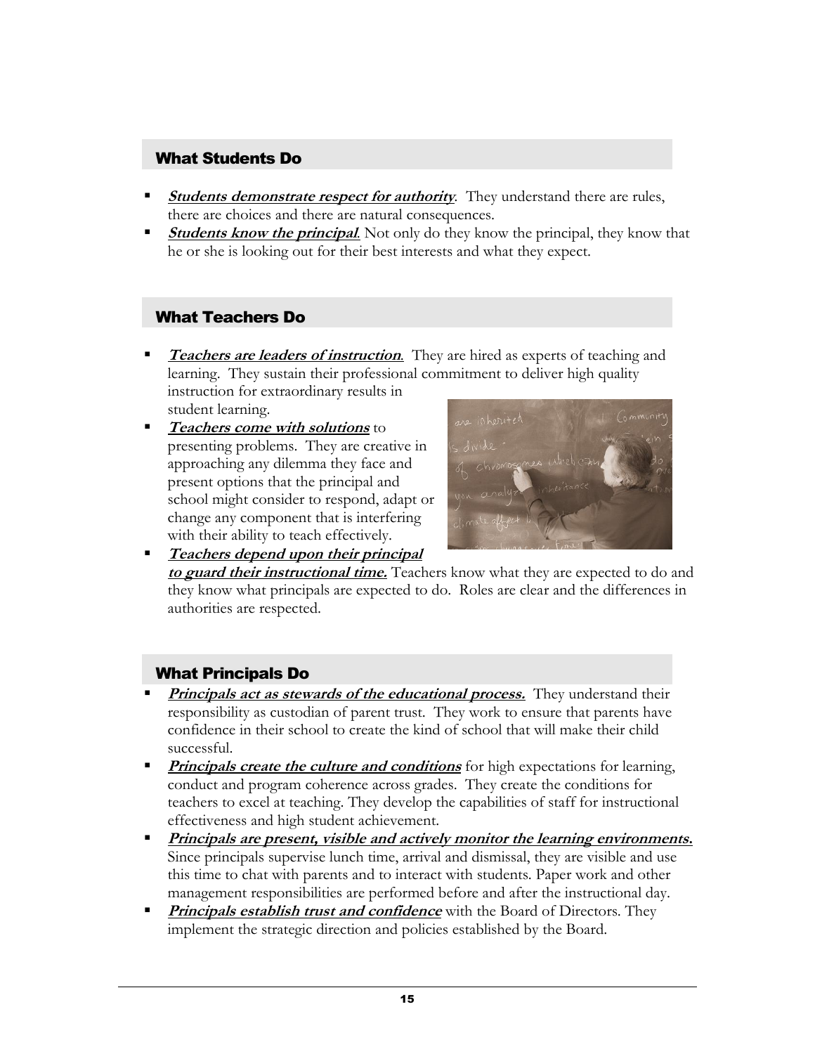## What Students Do

- ***Students demonstrate respect for authority***. They understand there are rules, there are choices and there are natural consequences.
- ***Students know the principal***. Not only do they know the principal, they know that he or she is looking out for their best interests and what they expect.

## What Teachers Do

- ***Teachers are leaders of instruction***. They are hired as experts of teaching and learning. They sustain their professional commitment to deliver high quality instruction for extraordinary results in student learning.
- ***Teachers come with solutions*** to presenting problems. They are creative in approaching any dilemma they face and present options that the principal and school might consider to respond, adapt or change any component that is interfering with their ability to teach effectively.
- ***Teachers depend upon their principal to guard their instructional time.*** Teachers know what they are expected to do and they know what principals are expected to do. Roles are clear and the differences in authorities are respected.

## What Principals Do

- ***Principals act as stewards of the educational process.*** They understand their responsibility as custodian of parent trust. They work to ensure that parents have confidence in their school to create the kind of school that will make their child successful.
- ***Principals create the culture and conditions*** for high expectations for learning, conduct and program coherence across grades. They create the conditions for teachers to excel at teaching. They develop the capabilities of staff for instructional effectiveness and high student achievement.
- ***Principals are present, visible and actively monitor the learning environments.*** Since principals supervise lunch time, arrival and dismissal, they are visible and use this time to chat with parents and to interact with students. Paper work and other management responsibilities are performed before and after the instructional day.
- ***Principals establish trust and confidence*** with the Board of Directors. They implement the strategic direction and policies established by the Board.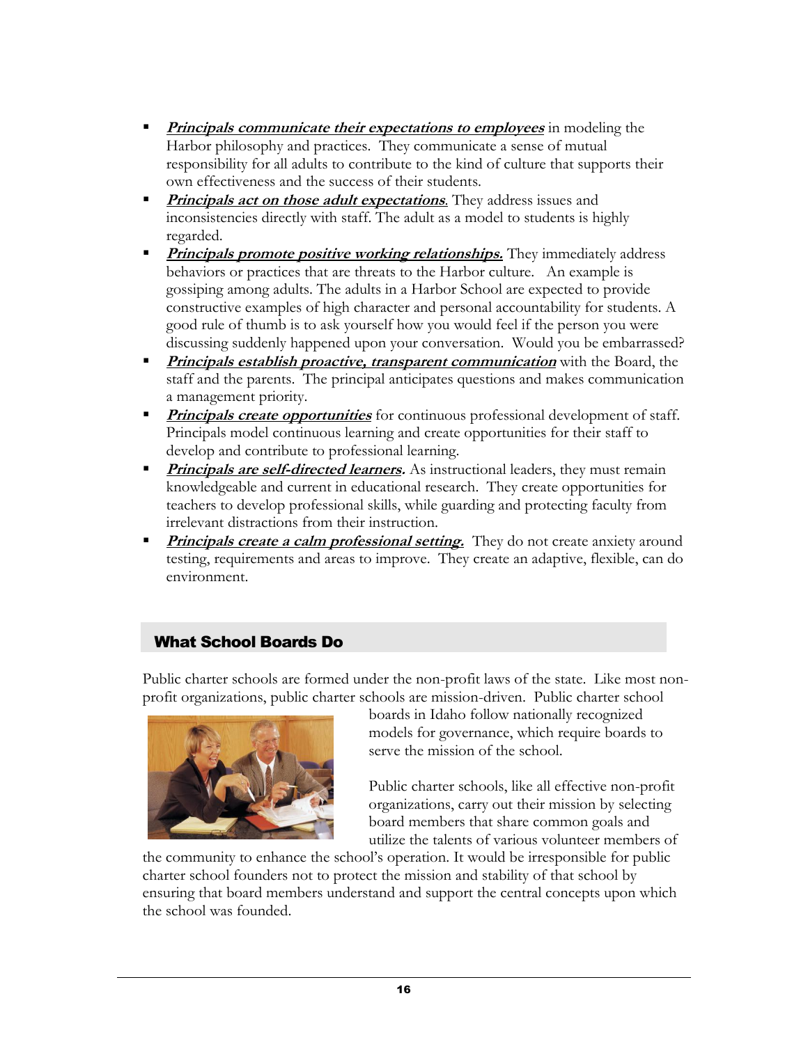- ***Principals communicate their expectations to employees*** in modeling the Harbor philosophy and practices. They communicate a sense of mutual responsibility for all adults to contribute to the kind of culture that supports their own effectiveness and the success of their students.
- ***Principals act on those adult expectations***. They address issues and inconsistencies directly with staff. The adult as a model to students is highly regarded.
- ***Principals promote positive working relationships.*** They immediately address behaviors or practices that are threats to the Harbor culture. An example is gossiping among adults. The adults in a Harbor School are expected to provide constructive examples of high character and personal accountability for students. A good rule of thumb is to ask yourself how you would feel if the person you were discussing suddenly happened upon your conversation. Would you be embarrassed?
- ***Principals establish proactive, transparent communication*** with the Board, the staff and the parents. The principal anticipates questions and makes communication a management priority.
- ***Principals create opportunities*** for continuous professional development of staff. Principals model continuous learning and create opportunities for their staff to develop and contribute to professional learning.
- ***Principals are self-directed learners.*** As instructional leaders, they must remain knowledgeable and current in educational research. They create opportunities for teachers to develop professional skills, while guarding and protecting faculty from irrelevant distractions from their instruction.
- ***Principals create a calm professional setting.*** They do not create anxiety around testing, requirements and areas to improve. They create an adaptive, flexible, can do environment.

## What School Boards Do

Public charter schools are formed under the non-profit laws of the state. Like most non-profit organizations, public charter schools are mission-driven. Public charter school boards in Idaho follow nationally recognized models for governance, which require boards to serve the mission of the school.

Public charter schools, like all effective non-profit organizations, carry out their mission by selecting board members that share common goals and utilize the talents of various volunteer members of the community to enhance the school's operation. It would be irresponsible for public charter school founders not to protect the mission and stability of that school by ensuring that board members understand and support the central concepts upon which the school was founded.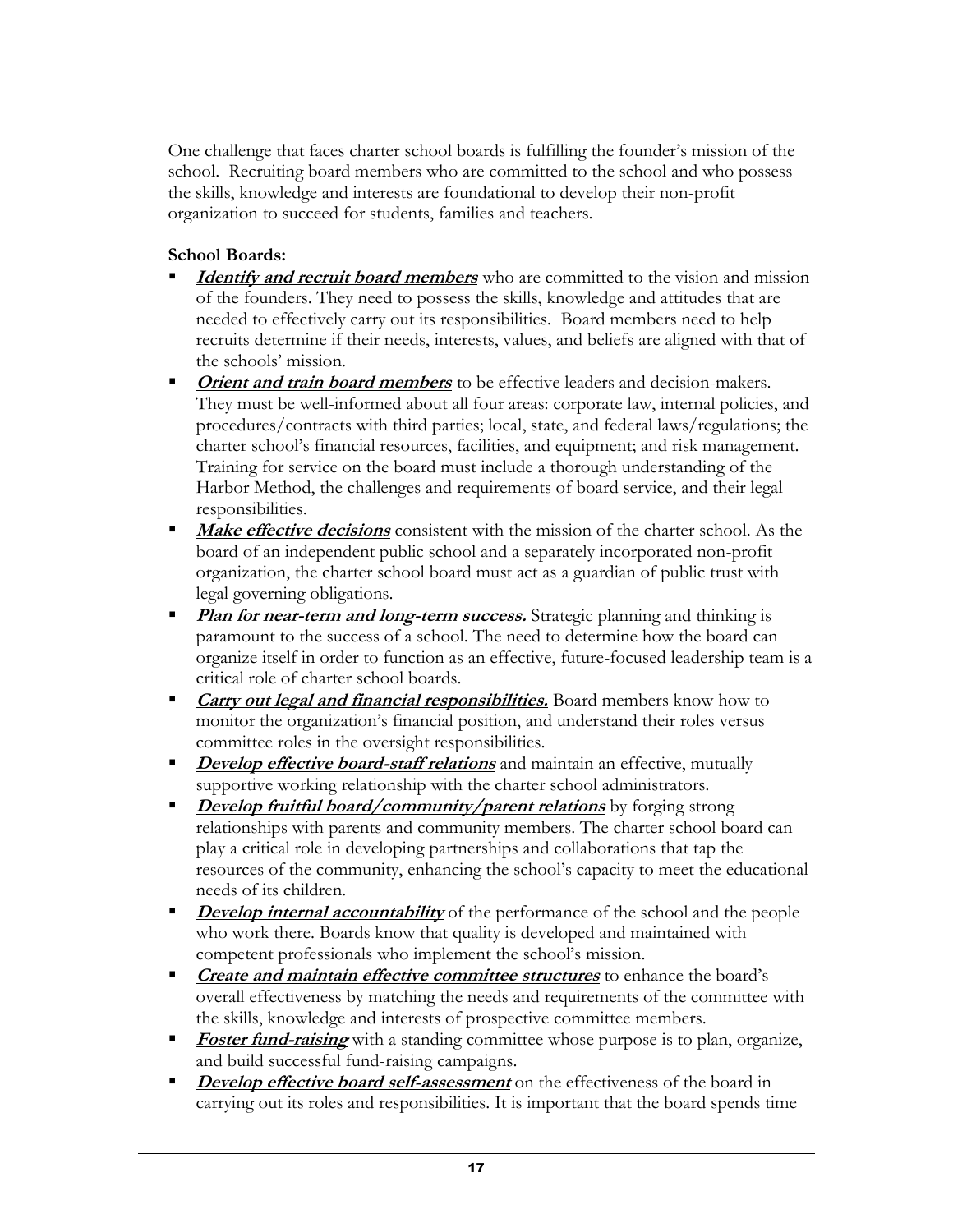One challenge that faces charter school boards is fulfilling the founder's mission of the school. Recruiting board members who are committed to the school and who possess the skills, knowledge and interests are foundational to develop their non-profit organization to succeed for students, families and teachers.

**School Boards:**

- ***Identify and recruit board members*** who are committed to the vision and mission of the founders. They need to possess the skills, knowledge and attitudes that are needed to effectively carry out its responsibilities. Board members need to help recruits determine if their needs, interests, values, and beliefs are aligned with that of the schools' mission.
- ***Orient and train board members*** to be effective leaders and decision-makers. They must be well-informed about all four areas: corporate law, internal policies, and procedures/contracts with third parties; local, state, and federal laws/regulations; the charter school's financial resources, facilities, and equipment; and risk management. Training for service on the board must include a thorough understanding of the Harbor Method, the challenges and requirements of board service, and their legal responsibilities.
- ***Make effective decisions*** consistent with the mission of the charter school. As the board of an independent public school and a separately incorporated non-profit organization, the charter school board must act as a guardian of public trust with legal governing obligations.
- ***Plan for near-term and long-term success.*** Strategic planning and thinking is paramount to the success of a school. The need to determine how the board can organize itself in order to function as an effective, future-focused leadership team is a critical role of charter school boards.
- ***Carry out legal and financial responsibilities.*** Board members know how to monitor the organization's financial position, and understand their roles versus committee roles in the oversight responsibilities.
- ***Develop effective board-staff relations*** and maintain an effective, mutually supportive working relationship with the charter school administrators.
- ***Develop fruitful board/community/parent relations*** by forging strong relationships with parents and community members. The charter school board can play a critical role in developing partnerships and collaborations that tap the resources of the community, enhancing the school's capacity to meet the educational needs of its children.
- ***Develop internal accountability*** of the performance of the school and the people who work there. Boards know that quality is developed and maintained with competent professionals who implement the school's mission.
- ***Create and maintain effective committee structures*** to enhance the board's overall effectiveness by matching the needs and requirements of the committee with the skills, knowledge and interests of prospective committee members.
- ***Foster fund-raising*** with a standing committee whose purpose is to plan, organize, and build successful fund-raising campaigns.
- ***Develop effective board self-assessment*** on the effectiveness of the board in carrying out its roles and responsibilities. It is important that the board spends time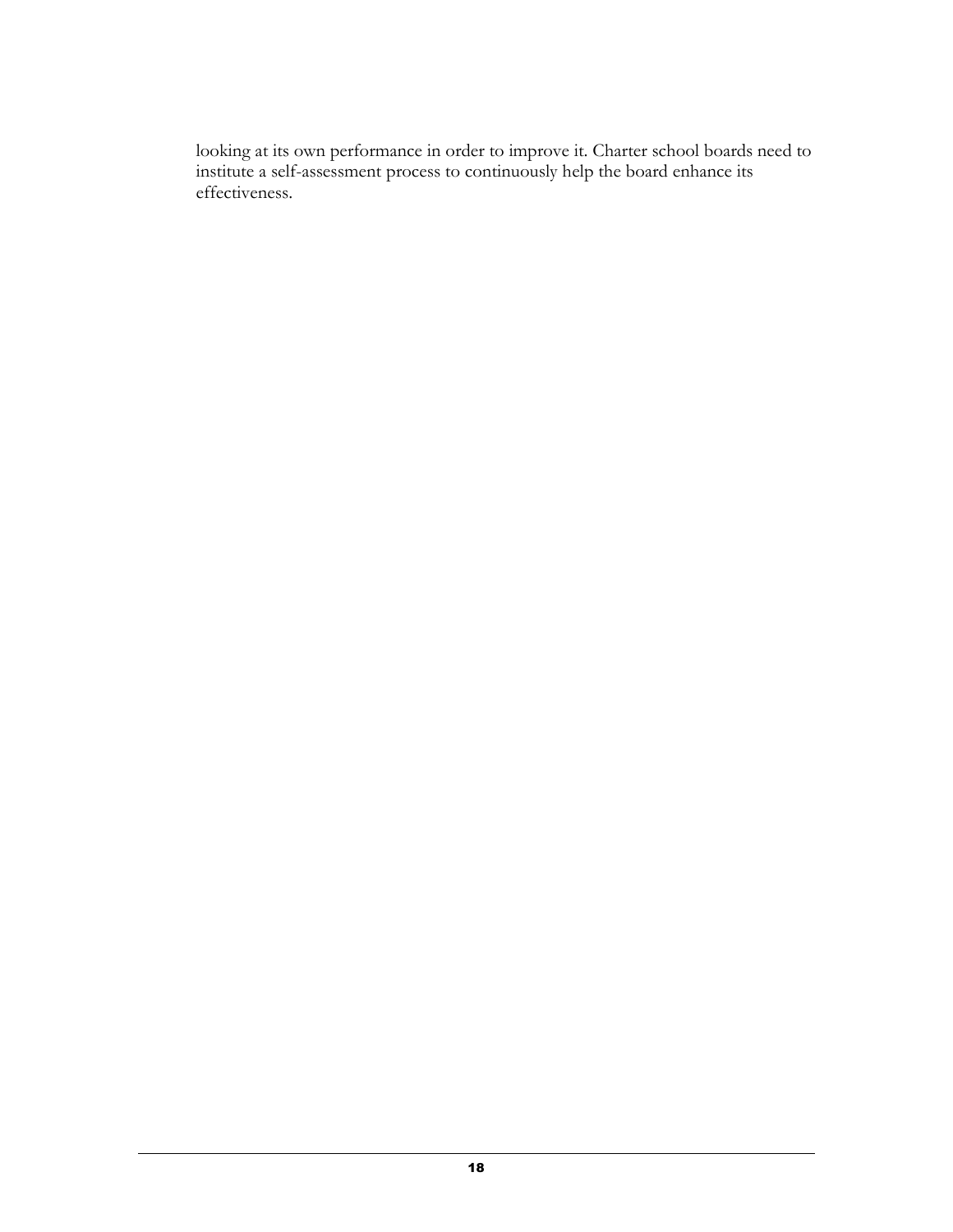looking at its own performance in order to improve it. Charter school boards need to institute a self-assessment process to continuously help the board enhance its effectiveness.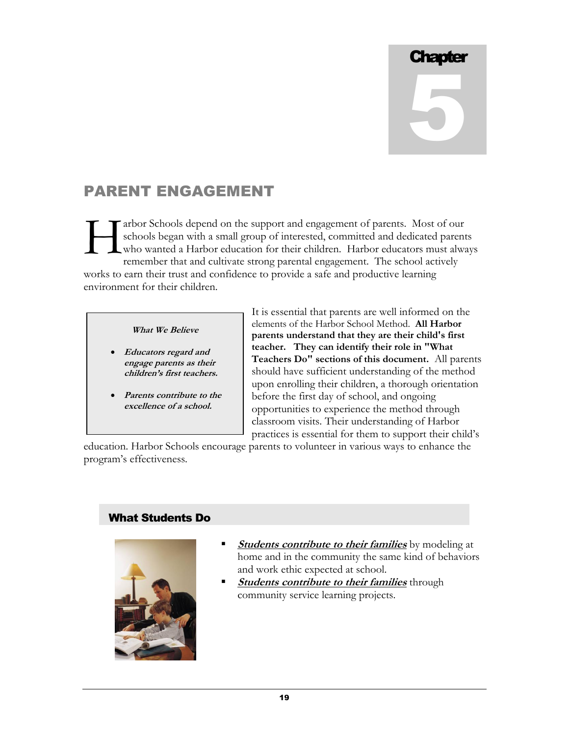# Chapter 5

## PARENT ENGAGEMENT

Harbor Schools depend on the support and engagement of parents. Most of our schools began with a small group of interested, committed and dedicated parents who wanted a Harbor education for their children. Harbor educators must always remember that and cultivate strong parental engagement. The school actively works to earn their trust and confidence to provide a safe and productive learning environment for their children.

> ***What We Believe***
>
> - ***Educators regard and engage parents as their children's first teachers.***
> - ***Parents contribute to the excellence of a school.***

It is essential that parents are well informed on the elements of the Harbor School Method. **All Harbor parents understand that they are their child's first teacher. They can identify their role in "What Teachers Do" sections of this document.** All parents should have sufficient understanding of the method upon enrolling their children, a thorough orientation before the first day of school, and ongoing opportunities to experience the method through classroom visits. Their understanding of Harbor practices is essential for them to support their child's education. Harbor Schools encourage parents to volunteer in various ways to enhance the program's effectiveness.

### What Students Do

- ***Students contribute to their families*** by modeling at home and in the community the same kind of behaviors and work ethic expected at school.
- ***Students contribute to their families*** through community service learning projects.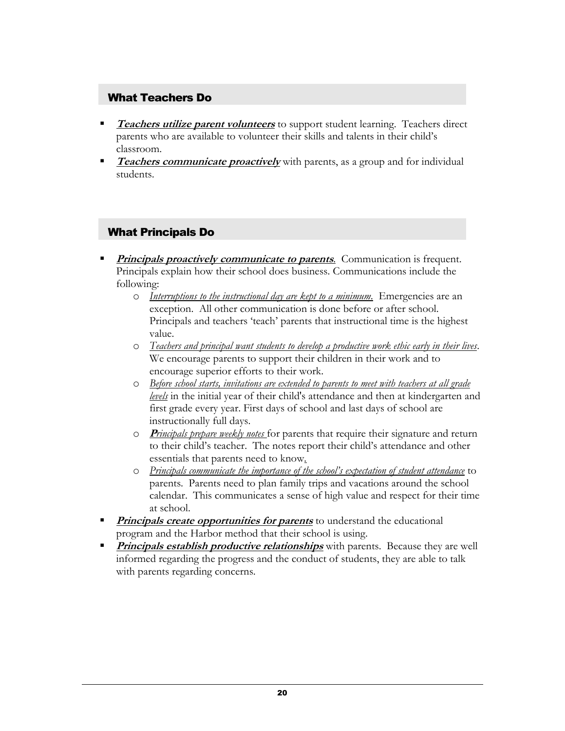## What Teachers Do

- ***Teachers utilize parent volunteers*** to support student learning. Teachers direct parents who are available to volunteer their skills and talents in their child's classroom.
- ***Teachers communicate proactively*** with parents, as a group and for individual students.

## What Principals Do

- ***Principals proactively communicate to parents***. Communication is frequent. Principals explain how their school does business. Communications include the following:
  - *Interruptions to the instructional day are kept to a minimum.* Emergencies are an exception. All other communication is done before or after school. Principals and teachers 'teach' parents that instructional time is the highest value.
  - *Teachers and principal want students to develop a productive work ethic early in their lives*. We encourage parents to support their children in their work and to encourage superior efforts to their work.
  - *Before school starts, invitations are extended to parents to meet with teachers at all grade levels* in the initial year of their child's attendance and then at kindergarten and first grade every year. First days of school and last days of school are instructionally full days.
  - *Principals prepare weekly notes* for parents that require their signature and return to their child's teacher. The notes report their child's attendance and other essentials that parents need to know.
  - *Principals communicate the importance of the school's expectation of student attendance* to parents. Parents need to plan family trips and vacations around the school calendar. This communicates a sense of high value and respect for their time at school.
- ***Principals create opportunities for parents*** to understand the educational program and the Harbor method that their school is using.
- ***Principals establish productive relationships*** with parents. Because they are well informed regarding the progress and the conduct of students, they are able to talk with parents regarding concerns.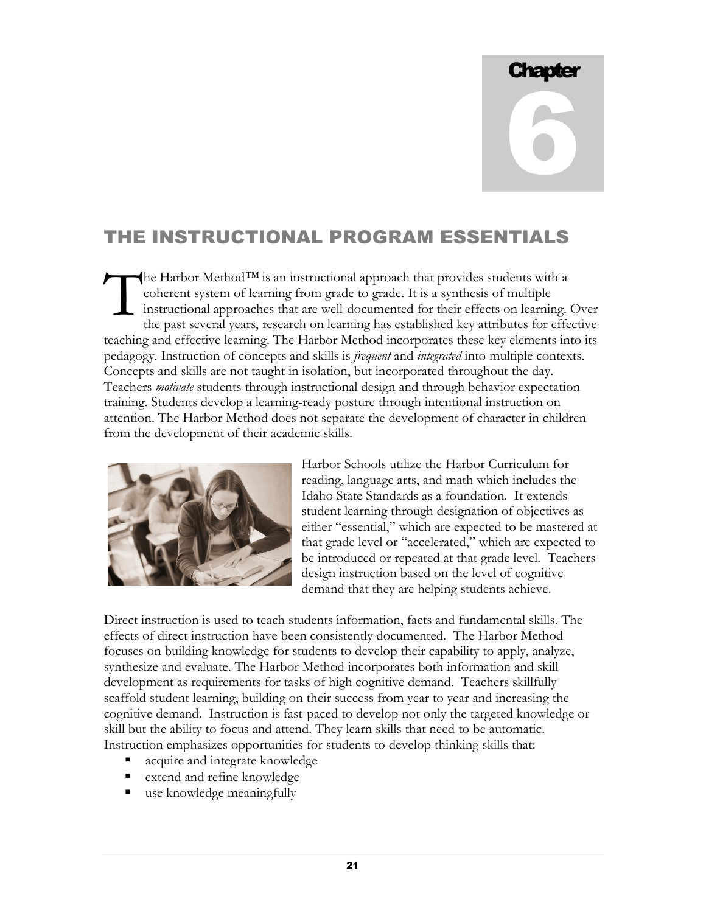# Chapter 6

## THE INSTRUCTIONAL PROGRAM ESSENTIALS

The Harbor Method™ is an instructional approach that provides students with a coherent system of learning from grade to grade. It is a synthesis of multiple instructional approaches that are well-documented for their effects on learning. Over the past several years, research on learning has established key attributes for effective teaching and effective learning. The Harbor Method incorporates these key elements into its pedagogy. Instruction of concepts and skills is *frequent* and *integrated* into multiple contexts. Concepts and skills are not taught in isolation, but incorporated throughout the day. Teachers *motivate* students through instructional design and through behavior expectation training. Students develop a learning-ready posture through intentional instruction on attention. The Harbor Method does not separate the development of character in children from the development of their academic skills.

Harbor Schools utilize the Harbor Curriculum for reading, language arts, and math which includes the Idaho State Standards as a foundation. It extends student learning through designation of objectives as either "essential," which are expected to be mastered at that grade level or "accelerated," which are expected to be introduced or repeated at that grade level. Teachers design instruction based on the level of cognitive demand that they are helping students achieve.

Direct instruction is used to teach students information, facts and fundamental skills. The effects of direct instruction have been consistently documented. The Harbor Method focuses on building knowledge for students to develop their capability to apply, analyze, synthesize and evaluate. The Harbor Method incorporates both information and skill development as requirements for tasks of high cognitive demand. Teachers skillfully scaffold student learning, building on their success from year to year and increasing the cognitive demand. Instruction is fast-paced to develop not only the targeted knowledge or skill but the ability to focus and attend. They learn skills that need to be automatic. Instruction emphasizes opportunities for students to develop thinking skills that:

- acquire and integrate knowledge
- extend and refine knowledge
- use knowledge meaningfully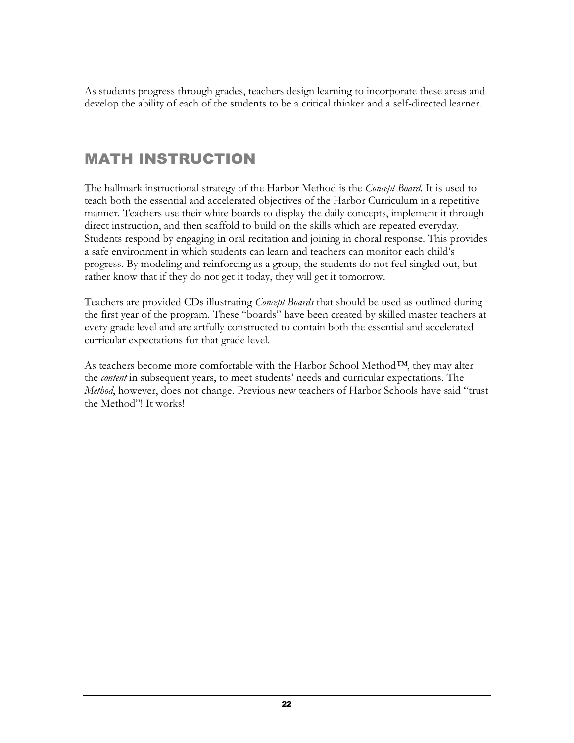As students progress through grades, teachers design learning to incorporate these areas and develop the ability of each of the students to be a critical thinker and a self-directed learner.

## MATH INSTRUCTION

The hallmark instructional strategy of the Harbor Method is the *Concept Board*. It is used to teach both the essential and accelerated objectives of the Harbor Curriculum in a repetitive manner. Teachers use their white boards to display the daily concepts, implement it through direct instruction, and then scaffold to build on the skills which are repeated everyday. Students respond by engaging in oral recitation and joining in choral response. This provides a safe environment in which students can learn and teachers can monitor each child's progress. By modeling and reinforcing as a group, the students do not feel singled out, but rather know that if they do not get it today, they will get it tomorrow.

Teachers are provided CDs illustrating *Concept Boards* that should be used as outlined during the first year of the program. These "boards" have been created by skilled master teachers at every grade level and are artfully constructed to contain both the essential and accelerated curricular expectations for that grade level.

As teachers become more comfortable with the Harbor School Method™, they may alter the *content* in subsequent years, to meet students' needs and curricular expectations. The *Method*, however, does not change. Previous new teachers of Harbor Schools have said "trust the Method"! It works!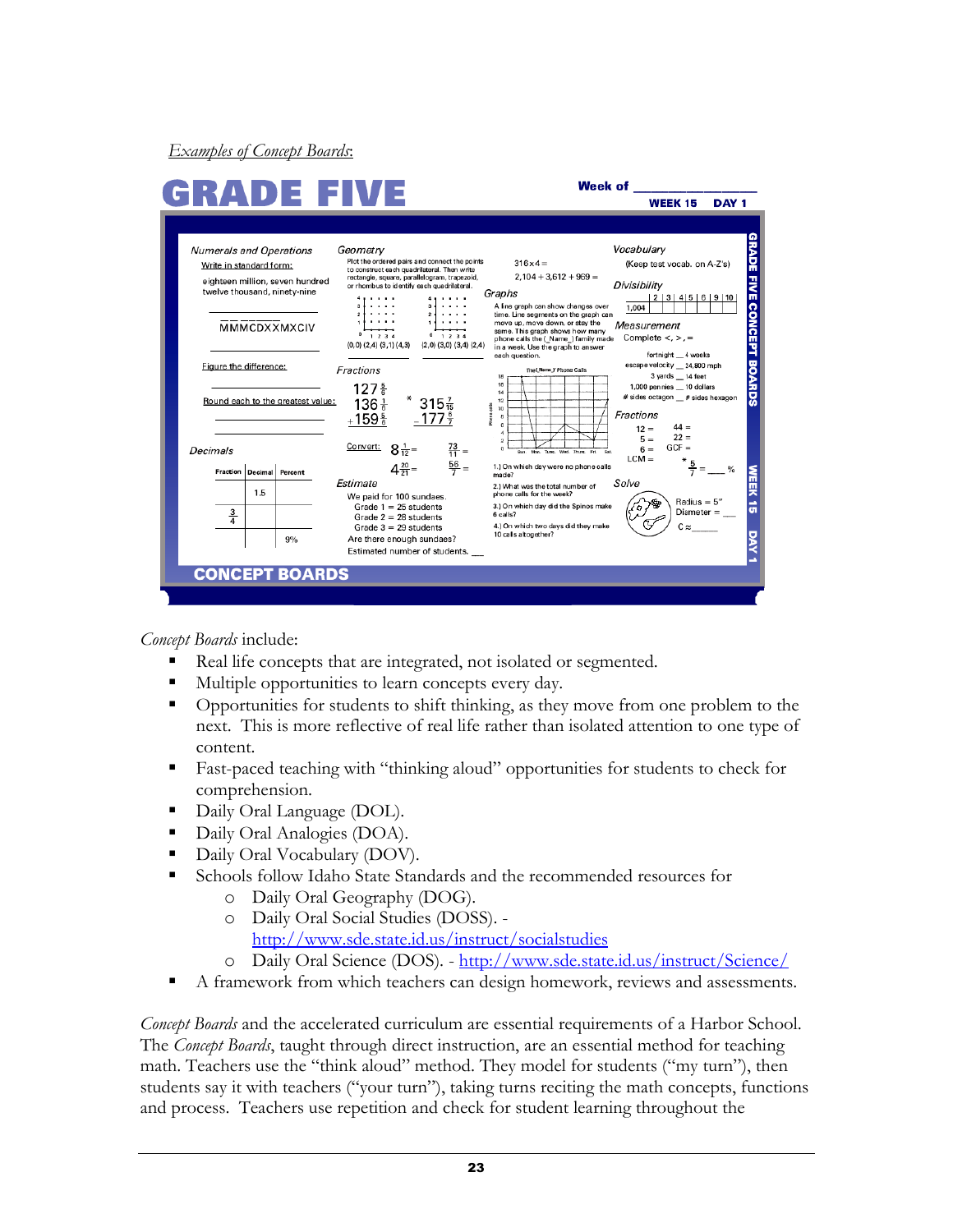*Examples of Concept Boards*:

# GRADE FIVE

Week of ______________

WEEK 15 DAY 1

*Numerals and Operations*

Write in standard form:

eighteen million, seven hundred twelve thousand, ninety-nine

______________

MMMCDXXMXCIV

Figure the difference:

______________

Round each to the greatest value:

______________

______________

*Decimals*

| Fraction | Decimal | Percent |
|---|---|---|
| | 1.5 | |
| $\frac{3}{4}$ | | |
| | | 9% |

*Geometry*

Plot the ordered pairs and connect the points to construct each quadrilateral. Then write rectangle, square, parallelogram, trapezoid, or rhombus to identify each quadrilateral.

(0,0) (2,4) (3,1) (4,3)  (2,0) (3,0) (3,4) (2,4)

$316 \times 4 =$

$2{,}104 + 3{,}612 + 969 =$

*Fractions*

$127\frac{5}{6}$
$136\frac{1}{6}$
$+159\frac{5}{6}$

* $315\frac{7}{15}$
$-177\frac{6}{7}$

Convert: $8\frac{1}{12} =$  $\frac{73}{11} =$

$4\frac{20}{21} =$  $\frac{56}{7} =$

*Estimate*

We paid for 100 sundaes.
Grade 1 = 25 students
Grade 2 = 28 students
Grade 3 = 29 students
Are there enough sundaes?
Estimated number of students. __

*Graphs*

A line graph can show changes over time. Line segments on the graph can move up, move down, or stay the same. This graph shows how many phone calls the (_Name_) family made in a week. Use the graph to answer each question.

The (_Name_)'Phone Calls

1.) On which day were no phone calls made?

2.) What was the total number of phone calls for the week?

3.) On which day did the Spinos make 6 calls?

4.) On which two days did they make 10 calls altogether?

*Vocabulary*

(Keep test vocab. on A-Z's)

*Divisibility*

| | 2 | 3 | 4 | 5 | 6 | 9 | 10 |
|---|---|---|---|---|---|---|---|
| 1,004 | | | | | | | |

*Measurement*

Complete <, >, =

fortnight __ 4 weeks
escape velocity __ 24,800 mph
3 yards __ 14 feet
1,000 pennies __ 10 dollars
# sides octagon __ # sides hexagon

*Fractions*

12 =  44 =
5 =  22 =
6 =  GCF =
LCM =

* $\frac{5}{7} =$ ___ %

*Solve*

Radius = 5"
Diameter = ___
C ≈ _____

GRADE FIVE CONCEPT BOARDS — WEEK 15 — DAY 1

CONCEPT BOARDS

*Concept Boards* include:

- Real life concepts that are integrated, not isolated or segmented.
- Multiple opportunities to learn concepts every day.
- Opportunities for students to shift thinking, as they move from one problem to the next. This is more reflective of real life rather than isolated attention to one type of content.
- Fast-paced teaching with "thinking aloud" opportunities for students to check for comprehension.
- Daily Oral Language (DOL).
- Daily Oral Analogies (DOA).
- Daily Oral Vocabulary (DOV).
- Schools follow Idaho State Standards and the recommended resources for
  - Daily Oral Geography (DOG).
  - Daily Oral Social Studies (DOSS). - http://www.sde.state.id.us/instruct/socialstudies
  - Daily Oral Science (DOS). - http://www.sde.state.id.us/instruct/Science/
- A framework from which teachers can design homework, reviews and assessments.

*Concept Boards* and the accelerated curriculum are essential requirements of a Harbor School. The *Concept Boards*, taught through direct instruction, are an essential method for teaching math. Teachers use the "think aloud" method. They model for students ("my turn"), then students say it with teachers ("your turn"), taking turns reciting the math concepts, functions and process. Teachers use repetition and check for student learning throughout the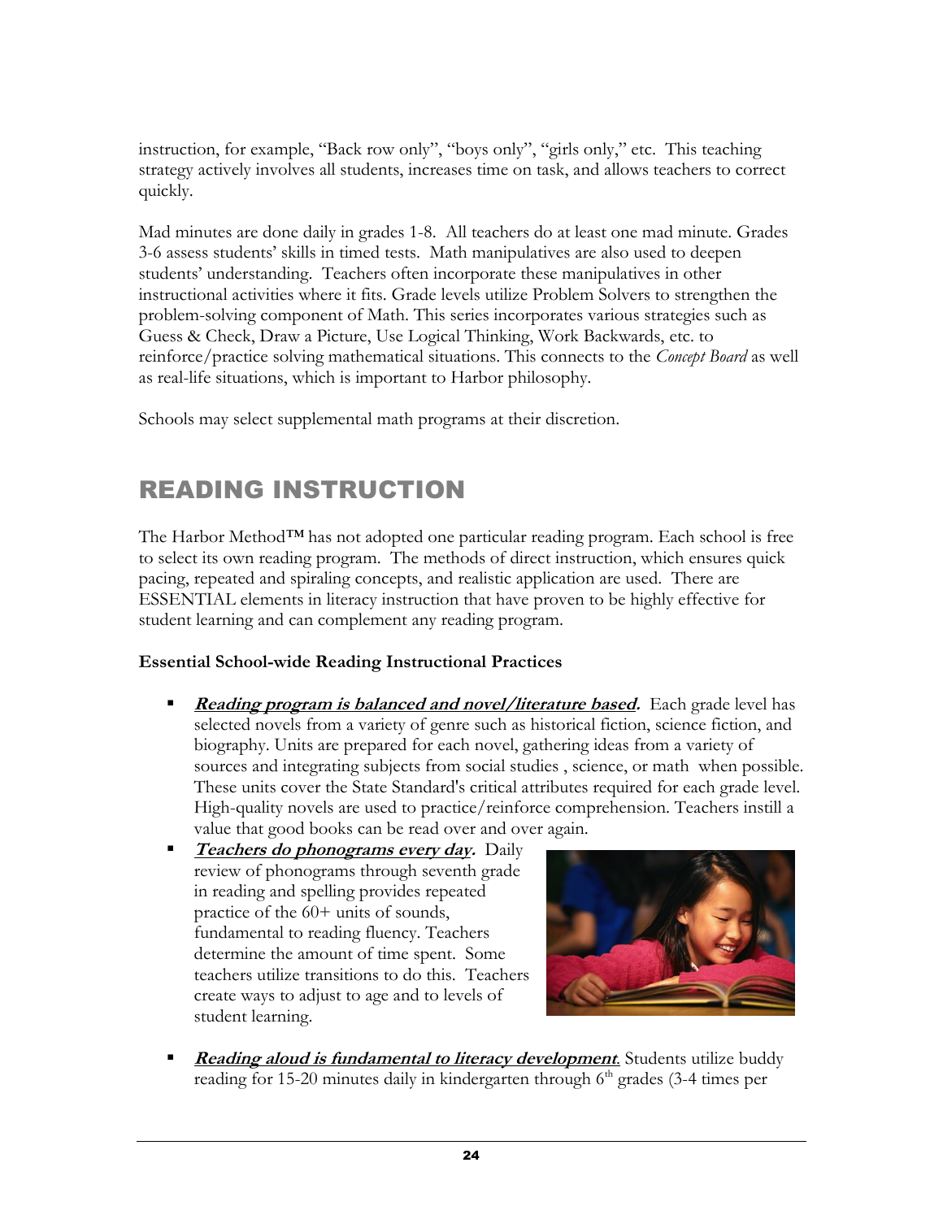instruction, for example, "Back row only", "boys only", "girls only," etc. This teaching strategy actively involves all students, increases time on task, and allows teachers to correct quickly.

Mad minutes are done daily in grades 1-8. All teachers do at least one mad minute. Grades 3-6 assess students' skills in timed tests. Math manipulatives are also used to deepen students' understanding. Teachers often incorporate these manipulatives in other instructional activities where it fits. Grade levels utilize Problem Solvers to strengthen the problem-solving component of Math. This series incorporates various strategies such as Guess & Check, Draw a Picture, Use Logical Thinking, Work Backwards, etc. to reinforce/practice solving mathematical situations. This connects to the *Concept Board* as well as real-life situations, which is important to Harbor philosophy.

Schools may select supplemental math programs at their discretion.

## READING INSTRUCTION

The Harbor Method™ has not adopted one particular reading program. Each school is free to select its own reading program. The methods of direct instruction, which ensures quick pacing, repeated and spiraling concepts, and realistic application are used. There are ESSENTIAL elements in literacy instruction that have proven to be highly effective for student learning and can complement any reading program.

**Essential School-wide Reading Instructional Practices**

- ***Reading program is balanced and novel/literature based.*** Each grade level has selected novels from a variety of genre such as historical fiction, science fiction, and biography. Units are prepared for each novel, gathering ideas from a variety of sources and integrating subjects from social studies , science, or math when possible. These units cover the State Standard's critical attributes required for each grade level. High-quality novels are used to practice/reinforce comprehension. Teachers instill a value that good books can be read over and over again.
- ***Teachers do phonograms every day.*** Daily review of phonograms through seventh grade in reading and spelling provides repeated practice of the 60+ units of sounds, fundamental to reading fluency. Teachers determine the amount of time spent. Some teachers utilize transitions to do this. Teachers create ways to adjust to age and to levels of student learning.
- ***Reading aloud is fundamental to literacy development***. Students utilize buddy reading for 15-20 minutes daily in kindergarten through 6th grades (3-4 times per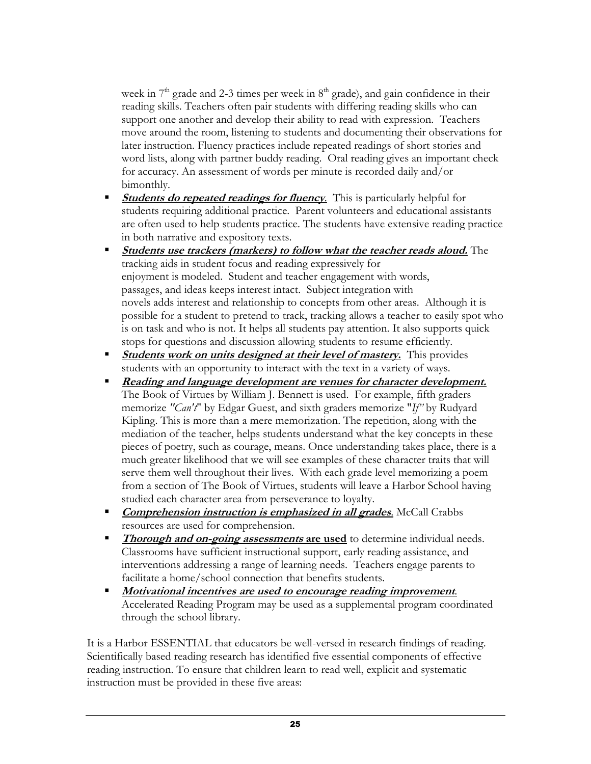week in $7^{th}$ grade and 2-3 times per week in $8^{th}$ grade), and gain confidence in their reading skills. Teachers often pair students with differing reading skills who can support one another and develop their ability to read with expression. Teachers move around the room, listening to students and documenting their observations for later instruction. Fluency practices include repeated readings of short stories and word lists, along with partner buddy reading. Oral reading gives an important check for accuracy. An assessment of words per minute is recorded daily and/or bimonthly.

- ***Students do repeated readings for fluency***. This is particularly helpful for students requiring additional practice. Parent volunteers and educational assistants are often used to help students practice. The students have extensive reading practice in both narrative and expository texts.
- ***Students use trackers (markers) to follow what the teacher reads aloud.*** The tracking aids in student focus and reading expressively for enjoyment is modeled. Student and teacher engagement with words, passages, and ideas keeps interest intact. Subject integration with novels adds interest and relationship to concepts from other areas. Although it is possible for a student to pretend to track, tracking allows a teacher to easily spot who is on task and who is not. It helps all students pay attention. It also supports quick stops for questions and discussion allowing students to resume efficiently.
- ***Students work on units designed at their level of mastery.*** This provides students with an opportunity to interact with the text in a variety of ways.
- ***Reading and language development are venues for character development.*** The Book of Virtues by William J. Bennett is used. For example, fifth graders memorize *"Can't"* by Edgar Guest, and sixth graders memorize "*If"* by Rudyard Kipling. This is more than a mere memorization. The repetition, along with the mediation of the teacher, helps students understand what the key concepts in these pieces of poetry, such as courage, means. Once understanding takes place, there is a much greater likelihood that we will see examples of these character traits that will serve them well throughout their lives. With each grade level memorizing a poem from a section of The Book of Virtues, students will leave a Harbor School having studied each character area from perseverance to loyalty.
- ***Comprehension instruction is emphasized in all grades***. McCall Crabbs resources are used for comprehension.
- ***Thorough and on-going assessments* are used** to determine individual needs. Classrooms have sufficient instructional support, early reading assistance, and interventions addressing a range of learning needs. Teachers engage parents to facilitate a home/school connection that benefits students.
- ***Motivational incentives are used to encourage reading improvement***. Accelerated Reading Program may be used as a supplemental program coordinated through the school library.

It is a Harbor ESSENTIAL that educators be well-versed in research findings of reading. Scientifically based reading research has identified five essential components of effective reading instruction. To ensure that children learn to read well, explicit and systematic instruction must be provided in these five areas: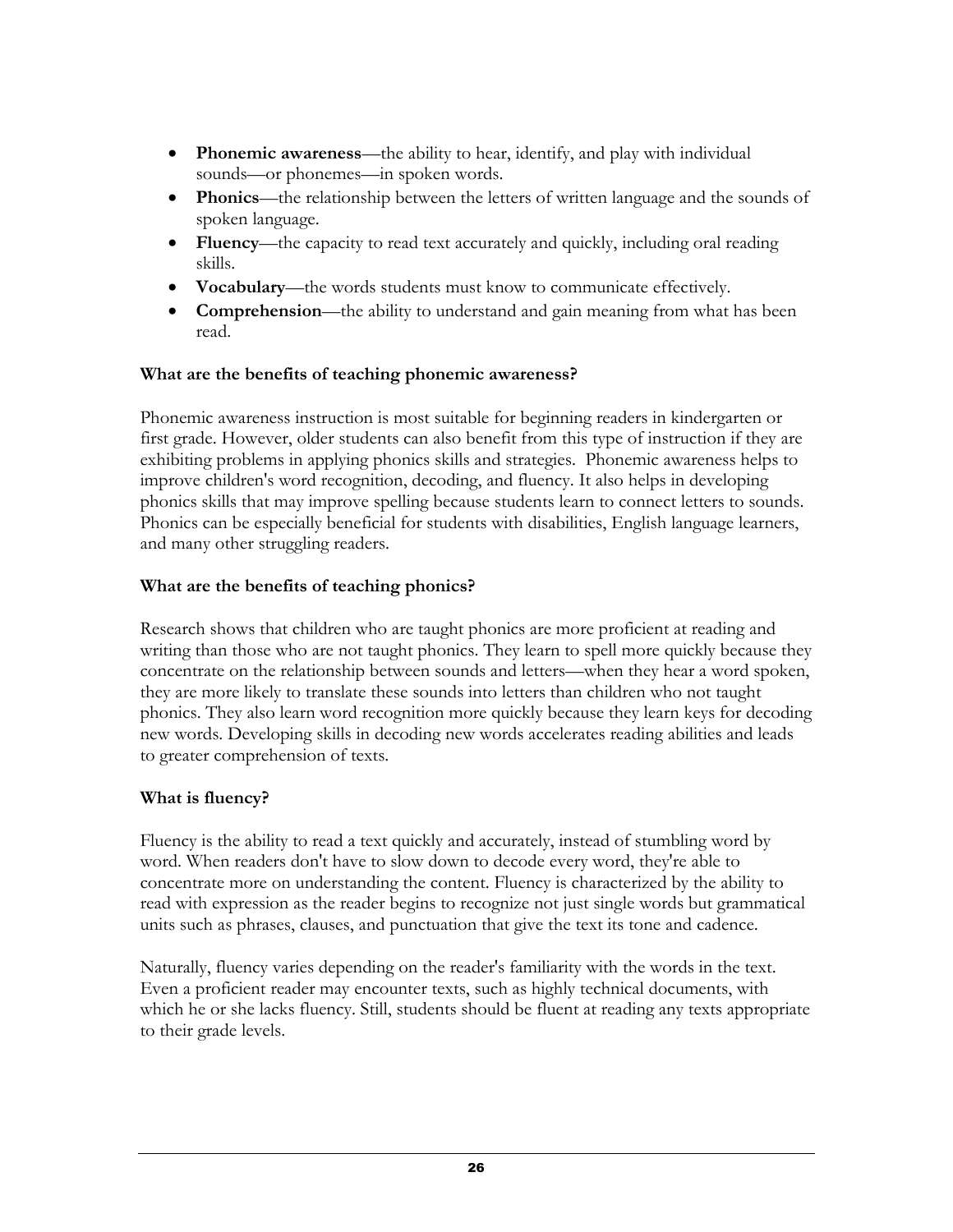- **Phonemic awareness**—the ability to hear, identify, and play with individual sounds—or phonemes—in spoken words.
- **Phonics**—the relationship between the letters of written language and the sounds of spoken language.
- **Fluency**—the capacity to read text accurately and quickly, including oral reading skills.
- **Vocabulary**—the words students must know to communicate effectively.
- **Comprehension**—the ability to understand and gain meaning from what has been read.

**What are the benefits of teaching phonemic awareness?**

Phonemic awareness instruction is most suitable for beginning readers in kindergarten or first grade. However, older students can also benefit from this type of instruction if they are exhibiting problems in applying phonics skills and strategies. Phonemic awareness helps to improve children's word recognition, decoding, and fluency. It also helps in developing phonics skills that may improve spelling because students learn to connect letters to sounds. Phonics can be especially beneficial for students with disabilities, English language learners, and many other struggling readers.

**What are the benefits of teaching phonics?**

Research shows that children who are taught phonics are more proficient at reading and writing than those who are not taught phonics. They learn to spell more quickly because they concentrate on the relationship between sounds and letters—when they hear a word spoken, they are more likely to translate these sounds into letters than children who not taught phonics. They also learn word recognition more quickly because they learn keys for decoding new words. Developing skills in decoding new words accelerates reading abilities and leads to greater comprehension of texts.

**What is fluency?**

Fluency is the ability to read a text quickly and accurately, instead of stumbling word by word. When readers don't have to slow down to decode every word, they're able to concentrate more on understanding the content. Fluency is characterized by the ability to read with expression as the reader begins to recognize not just single words but grammatical units such as phrases, clauses, and punctuation that give the text its tone and cadence.

Naturally, fluency varies depending on the reader's familiarity with the words in the text. Even a proficient reader may encounter texts, such as highly technical documents, with which he or she lacks fluency. Still, students should be fluent at reading any texts appropriate to their grade levels.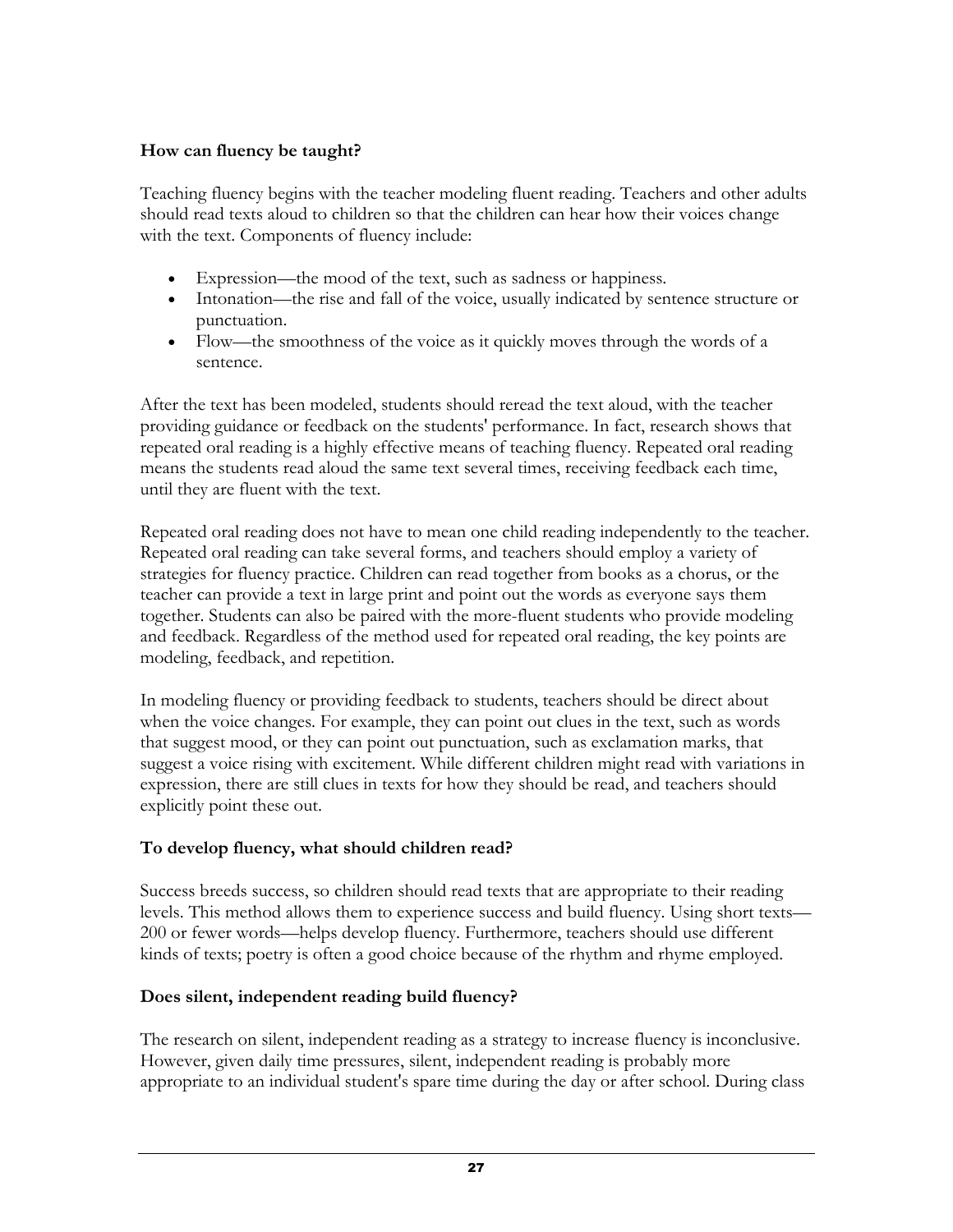### How can fluency be taught?

Teaching fluency begins with the teacher modeling fluent reading. Teachers and other adults should read texts aloud to children so that the children can hear how their voices change with the text. Components of fluency include:

- Expression—the mood of the text, such as sadness or happiness.
- Intonation—the rise and fall of the voice, usually indicated by sentence structure or punctuation.
- Flow—the smoothness of the voice as it quickly moves through the words of a sentence.

After the text has been modeled, students should reread the text aloud, with the teacher providing guidance or feedback on the students' performance. In fact, research shows that repeated oral reading is a highly effective means of teaching fluency. Repeated oral reading means the students read aloud the same text several times, receiving feedback each time, until they are fluent with the text.

Repeated oral reading does not have to mean one child reading independently to the teacher. Repeated oral reading can take several forms, and teachers should employ a variety of strategies for fluency practice. Children can read together from books as a chorus, or the teacher can provide a text in large print and point out the words as everyone says them together. Students can also be paired with the more-fluent students who provide modeling and feedback. Regardless of the method used for repeated oral reading, the key points are modeling, feedback, and repetition.

In modeling fluency or providing feedback to students, teachers should be direct about when the voice changes. For example, they can point out clues in the text, such as words that suggest mood, or they can point out punctuation, such as exclamation marks, that suggest a voice rising with excitement. While different children might read with variations in expression, there are still clues in texts for how they should be read, and teachers should explicitly point these out.

### To develop fluency, what should children read?

Success breeds success, so children should read texts that are appropriate to their reading levels. This method allows them to experience success and build fluency. Using short texts—200 or fewer words—helps develop fluency. Furthermore, teachers should use different kinds of texts; poetry is often a good choice because of the rhythm and rhyme employed.

### Does silent, independent reading build fluency?

The research on silent, independent reading as a strategy to increase fluency is inconclusive. However, given daily time pressures, silent, independent reading is probably more appropriate to an individual student's spare time during the day or after school. During class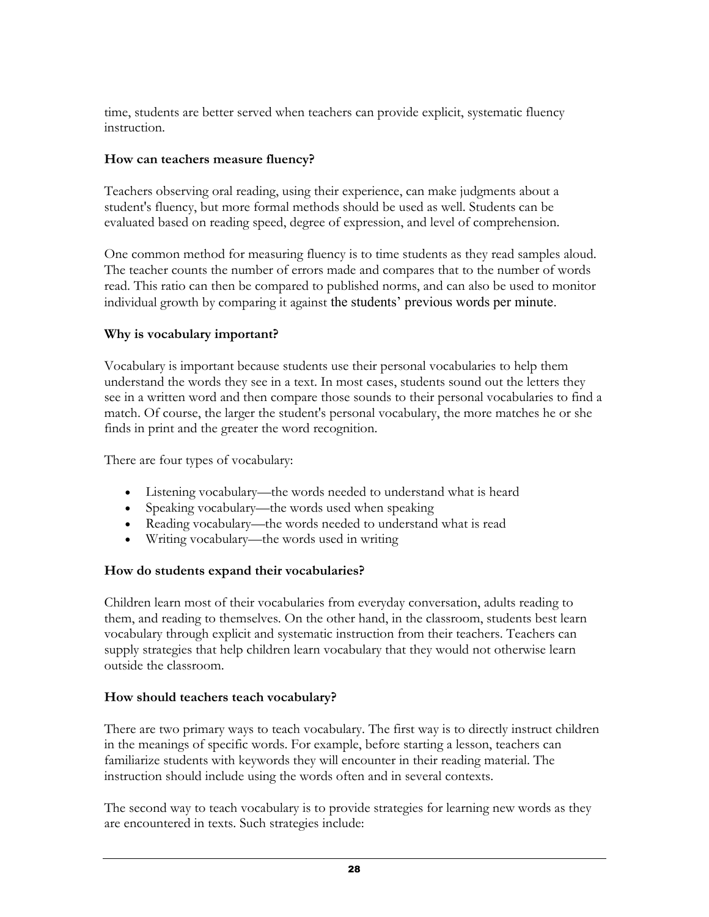time, students are better served when teachers can provide explicit, systematic fluency instruction.

### How can teachers measure fluency?

Teachers observing oral reading, using their experience, can make judgments about a student's fluency, but more formal methods should be used as well. Students can be evaluated based on reading speed, degree of expression, and level of comprehension.

One common method for measuring fluency is to time students as they read samples aloud. The teacher counts the number of errors made and compares that to the number of words read. This ratio can then be compared to published norms, and can also be used to monitor individual growth by comparing it against the students' previous words per minute.

### Why is vocabulary important?

Vocabulary is important because students use their personal vocabularies to help them understand the words they see in a text. In most cases, students sound out the letters they see in a written word and then compare those sounds to their personal vocabularies to find a match. Of course, the larger the student's personal vocabulary, the more matches he or she finds in print and the greater the word recognition.

There are four types of vocabulary:

- Listening vocabulary—the words needed to understand what is heard
- Speaking vocabulary—the words used when speaking
- Reading vocabulary—the words needed to understand what is read
- Writing vocabulary—the words used in writing

### How do students expand their vocabularies?

Children learn most of their vocabularies from everyday conversation, adults reading to them, and reading to themselves. On the other hand, in the classroom, students best learn vocabulary through explicit and systematic instruction from their teachers. Teachers can supply strategies that help children learn vocabulary that they would not otherwise learn outside the classroom.

### How should teachers teach vocabulary?

There are two primary ways to teach vocabulary. The first way is to directly instruct children in the meanings of specific words. For example, before starting a lesson, teachers can familiarize students with keywords they will encounter in their reading material. The instruction should include using the words often and in several contexts.

The second way to teach vocabulary is to provide strategies for learning new words as they are encountered in texts. Such strategies include: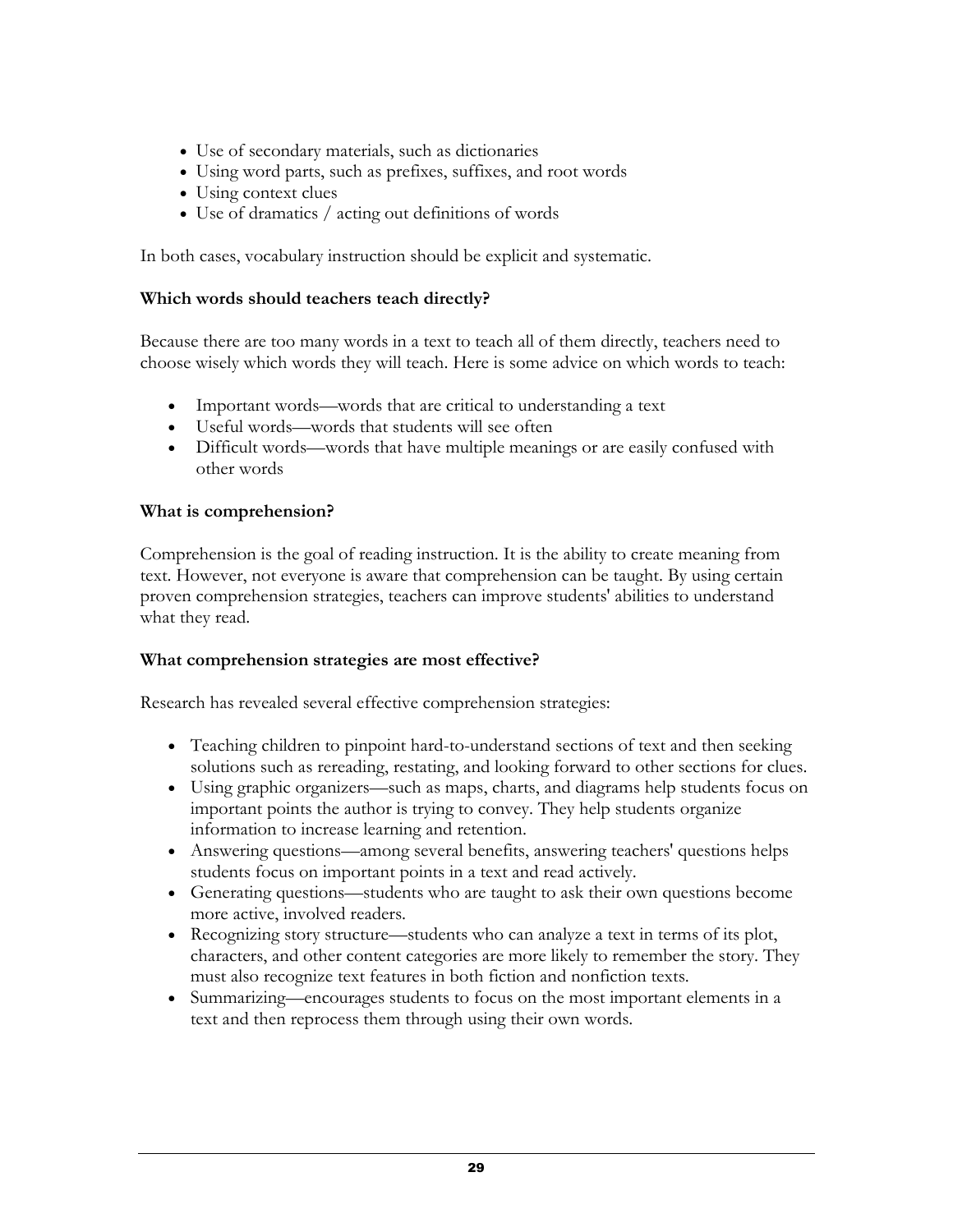- Use of secondary materials, such as dictionaries
- Using word parts, such as prefixes, suffixes, and root words
- Using context clues
- Use of dramatics / acting out definitions of words

In both cases, vocabulary instruction should be explicit and systematic.

**Which words should teachers teach directly?**

Because there are too many words in a text to teach all of them directly, teachers need to choose wisely which words they will teach. Here is some advice on which words to teach:

- Important words—words that are critical to understanding a text
- Useful words—words that students will see often
- Difficult words—words that have multiple meanings or are easily confused with other words

**What is comprehension?**

Comprehension is the goal of reading instruction. It is the ability to create meaning from text. However, not everyone is aware that comprehension can be taught. By using certain proven comprehension strategies, teachers can improve students' abilities to understand what they read.

**What comprehension strategies are most effective?**

Research has revealed several effective comprehension strategies:

- Teaching children to pinpoint hard-to-understand sections of text and then seeking solutions such as rereading, restating, and looking forward to other sections for clues.
- Using graphic organizers—such as maps, charts, and diagrams help students focus on important points the author is trying to convey. They help students organize information to increase learning and retention.
- Answering questions—among several benefits, answering teachers' questions helps students focus on important points in a text and read actively.
- Generating questions—students who are taught to ask their own questions become more active, involved readers.
- Recognizing story structure—students who can analyze a text in terms of its plot, characters, and other content categories are more likely to remember the story. They must also recognize text features in both fiction and nonfiction texts.
- Summarizing—encourages students to focus on the most important elements in a text and then reprocess them through using their own words.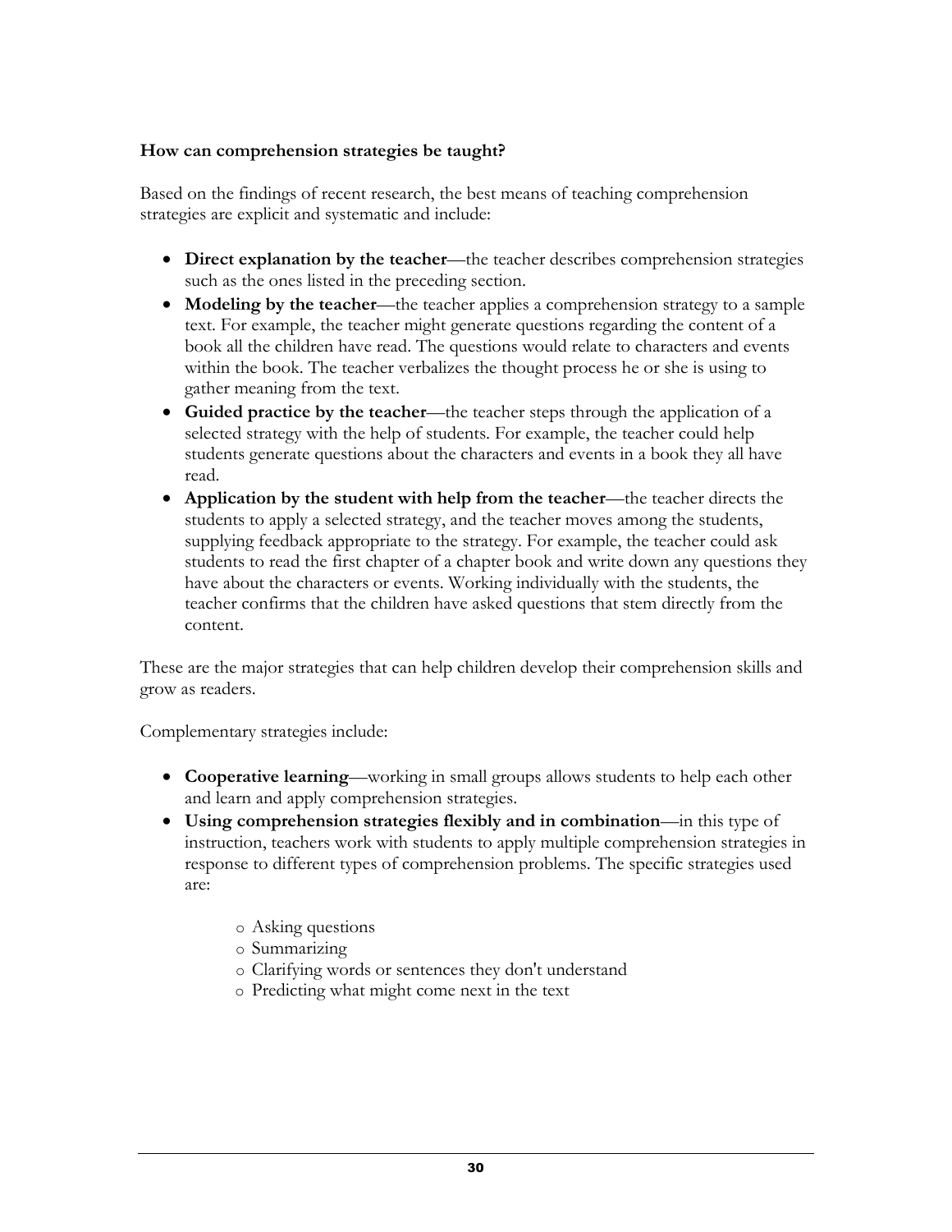**How can comprehension strategies be taught?**

Based on the findings of recent research, the best means of teaching comprehension strategies are explicit and systematic and include:

- **Direct explanation by the teacher**—the teacher describes comprehension strategies such as the ones listed in the preceding section.
- **Modeling by the teacher**—the teacher applies a comprehension strategy to a sample text. For example, the teacher might generate questions regarding the content of a book all the children have read. The questions would relate to characters and events within the book. The teacher verbalizes the thought process he or she is using to gather meaning from the text.
- **Guided practice by the teacher**—the teacher steps through the application of a selected strategy with the help of students. For example, the teacher could help students generate questions about the characters and events in a book they all have read.
- **Application by the student with help from the teacher**—the teacher directs the students to apply a selected strategy, and the teacher moves among the students, supplying feedback appropriate to the strategy. For example, the teacher could ask students to read the first chapter of a chapter book and write down any questions they have about the characters or events. Working individually with the students, the teacher confirms that the children have asked questions that stem directly from the content.

These are the major strategies that can help children develop their comprehension skills and grow as readers.

Complementary strategies include:

- **Cooperative learning**—working in small groups allows students to help each other and learn and apply comprehension strategies.
- **Using comprehension strategies flexibly and in combination**—in this type of instruction, teachers work with students to apply multiple comprehension strategies in response to different types of comprehension problems. The specific strategies used are:
    - Asking questions
    - Summarizing
    - Clarifying words or sentences they don't understand
    - Predicting what might come next in the text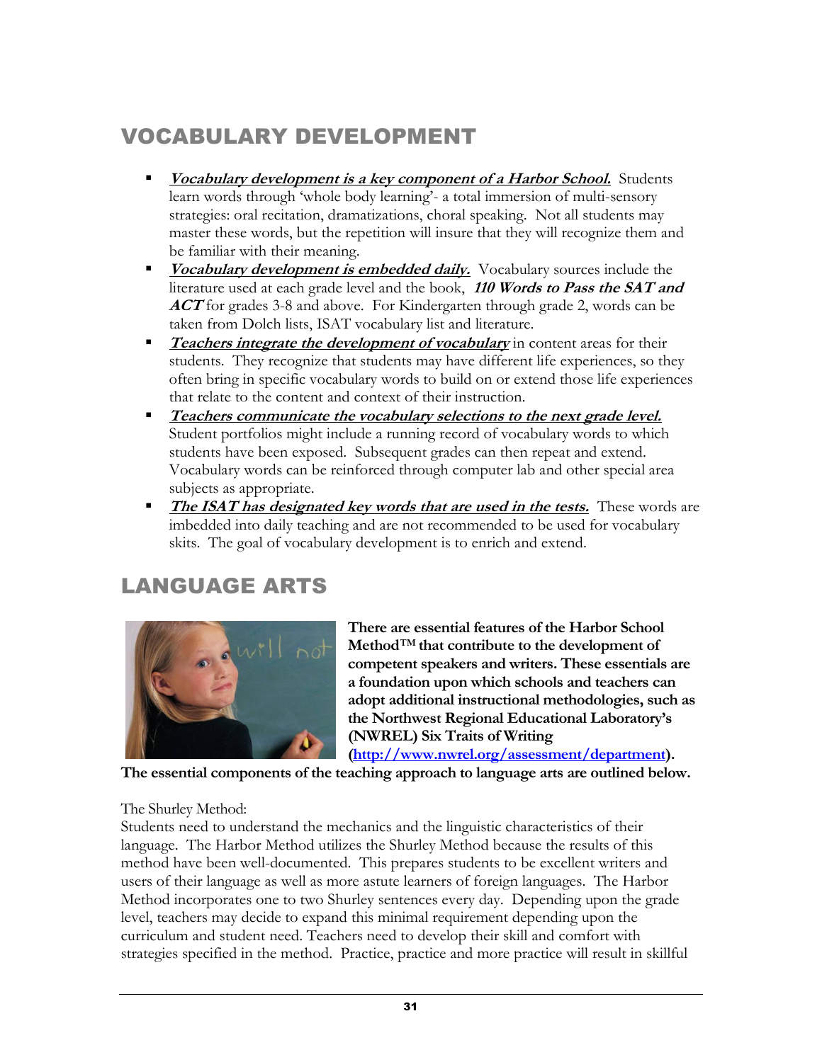## VOCABULARY DEVELOPMENT

- ***Vocabulary development is a key component of a Harbor School.*** Students learn words through 'whole body learning'- a total immersion of multi-sensory strategies: oral recitation, dramatizations, choral speaking. Not all students may master these words, but the repetition will insure that they will recognize them and be familiar with their meaning.
- ***Vocabulary development is embedded daily.*** Vocabulary sources include the literature used at each grade level and the book, ***110 Words to Pass the SAT and ACT*** for grades 3-8 and above. For Kindergarten through grade 2, words can be taken from Dolch lists, ISAT vocabulary list and literature.
- ***Teachers integrate the development of vocabulary*** in content areas for their students. They recognize that students may have different life experiences, so they often bring in specific vocabulary words to build on or extend those life experiences that relate to the content and context of their instruction.
- ***Teachers communicate the vocabulary selections to the next grade level.*** Student portfolios might include a running record of vocabulary words to which students have been exposed. Subsequent grades can then repeat and extend. Vocabulary words can be reinforced through computer lab and other special area subjects as appropriate.
- ***The ISAT has designated key words that are used in the tests.*** These words are imbedded into daily teaching and are not recommended to be used for vocabulary skits. The goal of vocabulary development is to enrich and extend.

## LANGUAGE ARTS

**There are essential features of the Harbor School Method™ that contribute to the development of competent speakers and writers. These essentials are a foundation upon which schools and teachers can adopt additional instructional methodologies, such as the Northwest Regional Educational Laboratory's (NWREL) Six Traits of Writing ([http://www.nwrel.org/assessment/department](http://www.nwrel.org/assessment/department)). The essential components of the teaching approach to language arts are outlined below.**

The Shurley Method:
Students need to understand the mechanics and the linguistic characteristics of their language. The Harbor Method utilizes the Shurley Method because the results of this method have been well-documented. This prepares students to be excellent writers and users of their language as well as more astute learners of foreign languages. The Harbor Method incorporates one to two Shurley sentences every day. Depending upon the grade level, teachers may decide to expand this minimal requirement depending upon the curriculum and student need. Teachers need to develop their skill and comfort with strategies specified in the method. Practice, practice and more practice will result in skillful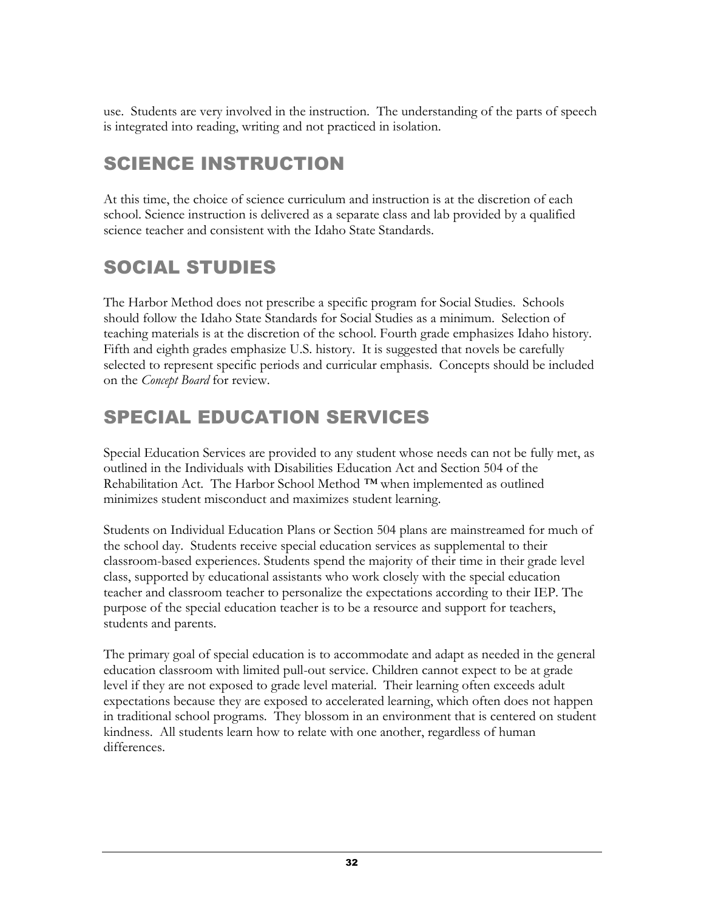use. Students are very involved in the instruction. The understanding of the parts of speech is integrated into reading, writing and not practiced in isolation.

## SCIENCE INSTRUCTION

At this time, the choice of science curriculum and instruction is at the discretion of each school. Science instruction is delivered as a separate class and lab provided by a qualified science teacher and consistent with the Idaho State Standards.

## SOCIAL STUDIES

The Harbor Method does not prescribe a specific program for Social Studies. Schools should follow the Idaho State Standards for Social Studies as a minimum. Selection of teaching materials is at the discretion of the school. Fourth grade emphasizes Idaho history. Fifth and eighth grades emphasize U.S. history. It is suggested that novels be carefully selected to represent specific periods and curricular emphasis. Concepts should be included on the *Concept Board* for review.

## SPECIAL EDUCATION SERVICES

Special Education Services are provided to any student whose needs can not be fully met, as outlined in the Individuals with Disabilities Education Act and Section 504 of the Rehabilitation Act. The Harbor School Method ™ when implemented as outlined minimizes student misconduct and maximizes student learning.

Students on Individual Education Plans or Section 504 plans are mainstreamed for much of the school day. Students receive special education services as supplemental to their classroom-based experiences. Students spend the majority of their time in their grade level class, supported by educational assistants who work closely with the special education teacher and classroom teacher to personalize the expectations according to their IEP. The purpose of the special education teacher is to be a resource and support for teachers, students and parents.

The primary goal of special education is to accommodate and adapt as needed in the general education classroom with limited pull-out service. Children cannot expect to be at grade level if they are not exposed to grade level material. Their learning often exceeds adult expectations because they are exposed to accelerated learning, which often does not happen in traditional school programs. They blossom in an environment that is centered on student kindness. All students learn how to relate with one another, regardless of human differences.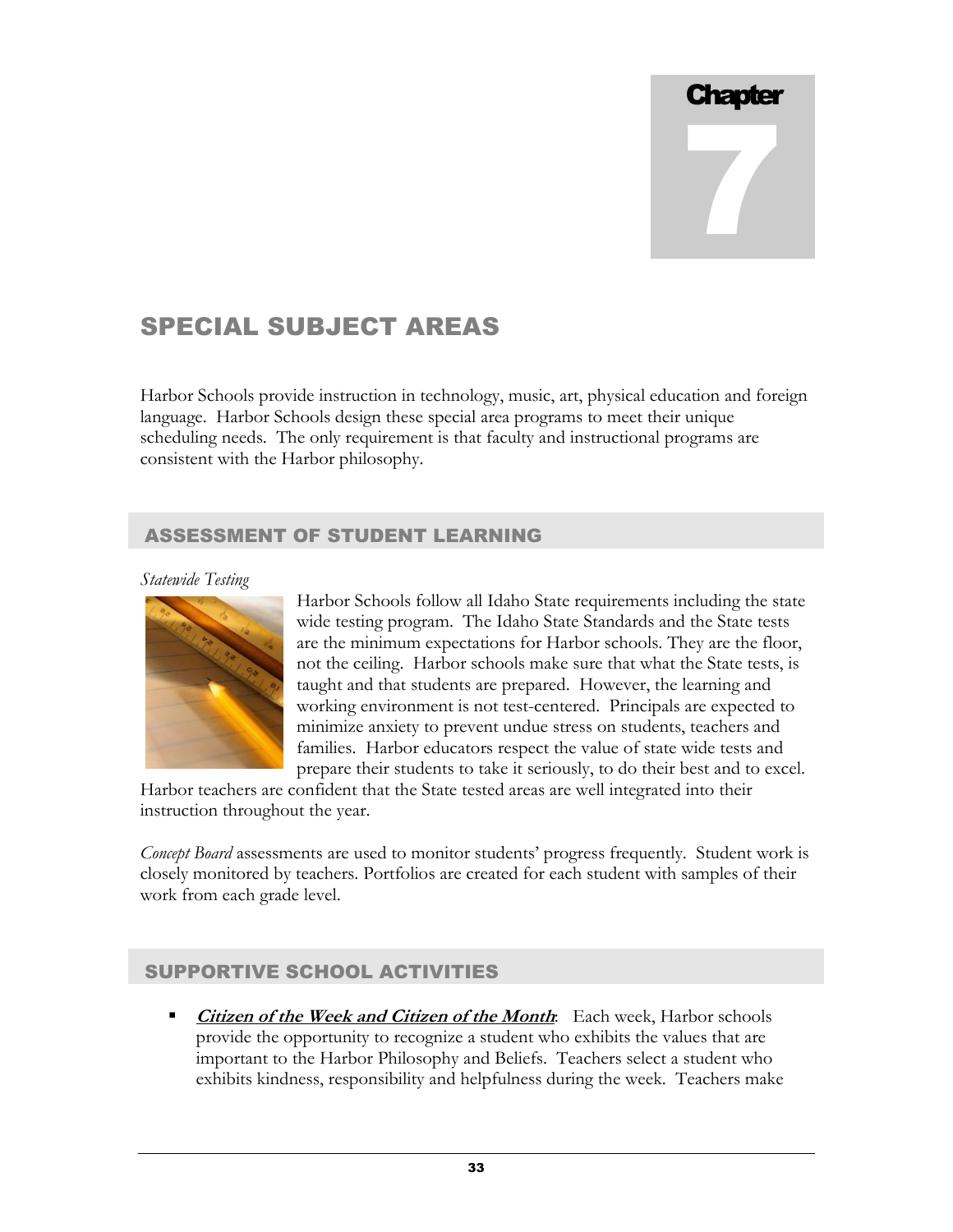# Chapter 7

# SPECIAL SUBJECT AREAS

Harbor Schools provide instruction in technology, music, art, physical education and foreign language. Harbor Schools design these special area programs to meet their unique scheduling needs. The only requirement is that faculty and instructional programs are consistent with the Harbor philosophy.

## ASSESSMENT OF STUDENT LEARNING

*Statewide Testing*

Harbor Schools follow all Idaho State requirements including the state wide testing program. The Idaho State Standards and the State tests are the minimum expectations for Harbor schools. They are the floor, not the ceiling. Harbor schools make sure that what the State tests, is taught and that students are prepared. However, the learning and working environment is not test-centered. Principals are expected to minimize anxiety to prevent undue stress on students, teachers and families. Harbor educators respect the value of state wide tests and prepare their students to take it seriously, to do their best and to excel. Harbor teachers are confident that the State tested areas are well integrated into their instruction throughout the year.

*Concept Board* assessments are used to monitor students' progress frequently. Student work is closely monitored by teachers. Portfolios are created for each student with samples of their work from each grade level.

## SUPPORTIVE SCHOOL ACTIVITIES

- ***Citizen of the Week and Citizen of the Month***: Each week, Harbor schools provide the opportunity to recognize a student who exhibits the values that are important to the Harbor Philosophy and Beliefs. Teachers select a student who exhibits kindness, responsibility and helpfulness during the week. Teachers make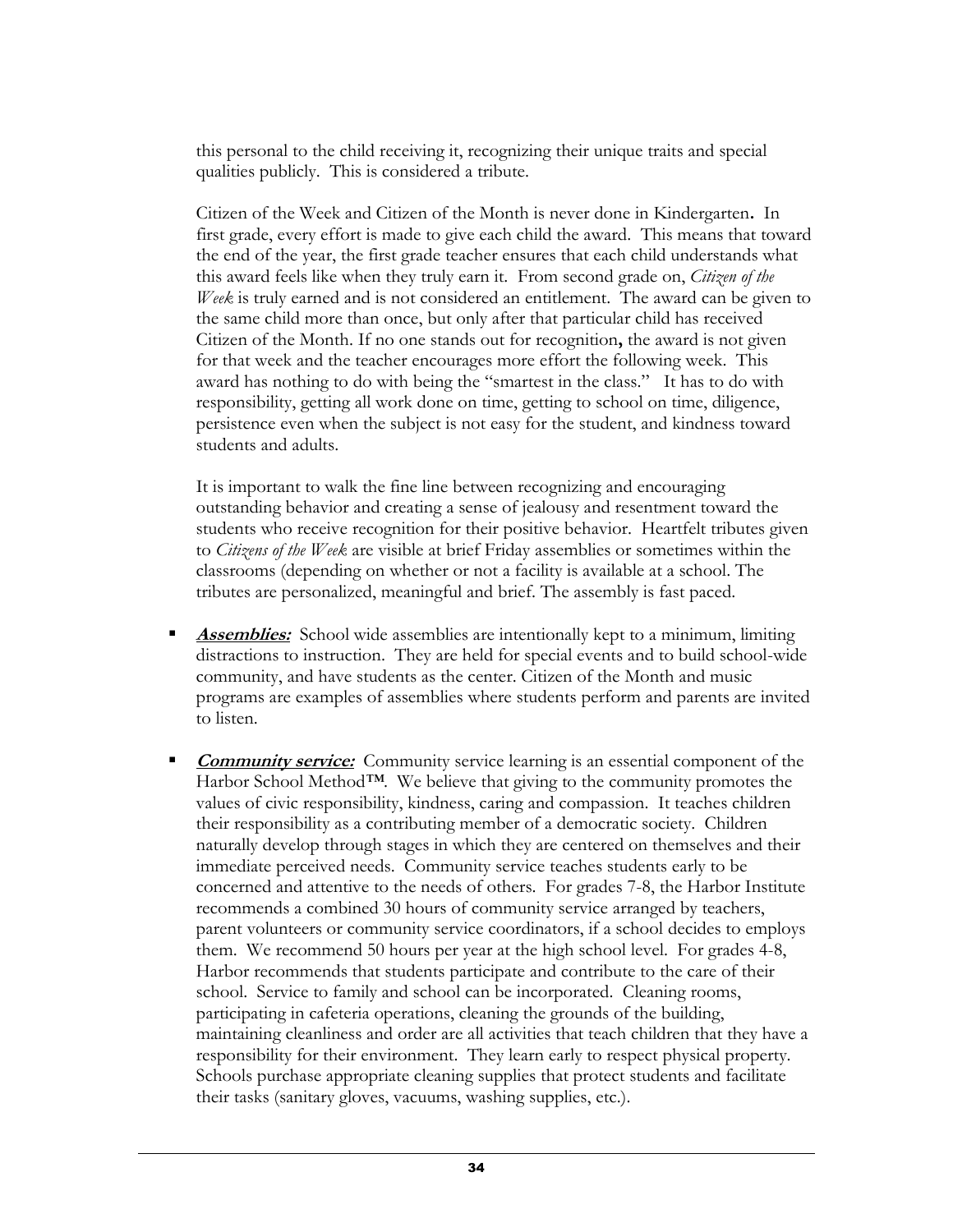this personal to the child receiving it, recognizing their unique traits and special qualities publicly. This is considered a tribute.

Citizen of the Week and Citizen of the Month is never done in Kindergarten**.** In first grade, every effort is made to give each child the award. This means that toward the end of the year, the first grade teacher ensures that each child understands what this award feels like when they truly earn it. From second grade on, *Citizen of the Week* is truly earned and is not considered an entitlement. The award can be given to the same child more than once, but only after that particular child has received Citizen of the Month. If no one stands out for recognition**,** the award is not given for that week and the teacher encourages more effort the following week. This award has nothing to do with being the "smartest in the class." It has to do with responsibility, getting all work done on time, getting to school on time, diligence, persistence even when the subject is not easy for the student, and kindness toward students and adults.

It is important to walk the fine line between recognizing and encouraging outstanding behavior and creating a sense of jealousy and resentment toward the students who receive recognition for their positive behavior. Heartfelt tributes given to *Citizens of the Week* are visible at brief Friday assemblies or sometimes within the classrooms (depending on whether or not a facility is available at a school. The tributes are personalized, meaningful and brief. The assembly is fast paced.

- ***Assemblies:*** School wide assemblies are intentionally kept to a minimum, limiting distractions to instruction. They are held for special events and to build school-wide community, and have students as the center. Citizen of the Month and music programs are examples of assemblies where students perform and parents are invited to listen.

- ***Community service:*** Community service learning is an essential component of the Harbor School Method™. We believe that giving to the community promotes the values of civic responsibility, kindness, caring and compassion. It teaches children their responsibility as a contributing member of a democratic society. Children naturally develop through stages in which they are centered on themselves and their immediate perceived needs. Community service teaches students early to be concerned and attentive to the needs of others. For grades 7-8, the Harbor Institute recommends a combined 30 hours of community service arranged by teachers, parent volunteers or community service coordinators, if a school decides to employs them. We recommend 50 hours per year at the high school level. For grades 4-8, Harbor recommends that students participate and contribute to the care of their school. Service to family and school can be incorporated. Cleaning rooms, participating in cafeteria operations, cleaning the grounds of the building, maintaining cleanliness and order are all activities that teach children that they have a responsibility for their environment. They learn early to respect physical property. Schools purchase appropriate cleaning supplies that protect students and facilitate their tasks (sanitary gloves, vacuums, washing supplies, etc.).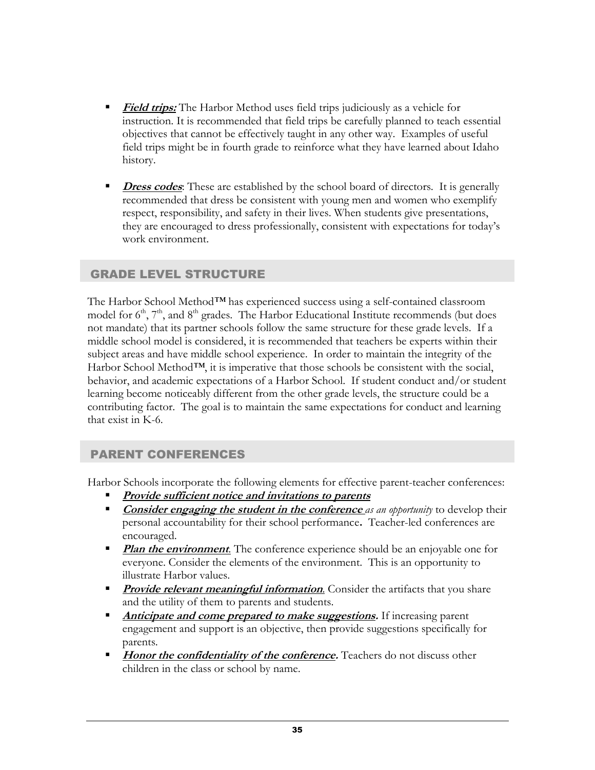- ***Field trips:*** The Harbor Method uses field trips judiciously as a vehicle for instruction. It is recommended that field trips be carefully planned to teach essential objectives that cannot be effectively taught in any other way. Examples of useful field trips might be in fourth grade to reinforce what they have learned about Idaho history.

- ***Dress codes***: These are established by the school board of directors. It is generally recommended that dress be consistent with young men and women who exemplify respect, responsibility, and safety in their lives. When students give presentations, they are encouraged to dress professionally, consistent with expectations for today's work environment.

## GRADE LEVEL STRUCTURE

The Harbor School Method™ has experienced success using a self-contained classroom model for 6th, 7th, and 8th grades. The Harbor Educational Institute recommends (but does not mandate) that its partner schools follow the same structure for these grade levels. If a middle school model is considered, it is recommended that teachers be experts within their subject areas and have middle school experience. In order to maintain the integrity of the Harbor School Method™, it is imperative that those schools be consistent with the social, behavior, and academic expectations of a Harbor School. If student conduct and/or student learning become noticeably different from the other grade levels, the structure could be a contributing factor. The goal is to maintain the same expectations for conduct and learning that exist in K-6.

## PARENT CONFERENCES

Harbor Schools incorporate the following elements for effective parent-teacher conferences:

- ***Provide sufficient notice and invitations to parents***
- ***Consider engaging the student in the conference*** *as an opportunity* to develop their personal accountability for their school performance**.** Teacher-led conferences are encouraged.
- ***Plan the environment***. The conference experience should be an enjoyable one for everyone. Consider the elements of the environment. This is an opportunity to illustrate Harbor values.
- ***Provide relevant meaningful information***. Consider the artifacts that you share and the utility of them to parents and students.
- ***Anticipate and come prepared to make suggestions.*** If increasing parent engagement and support is an objective, then provide suggestions specifically for parents.
- ***Honor the confidentiality of the conference.*** Teachers do not discuss other children in the class or school by name.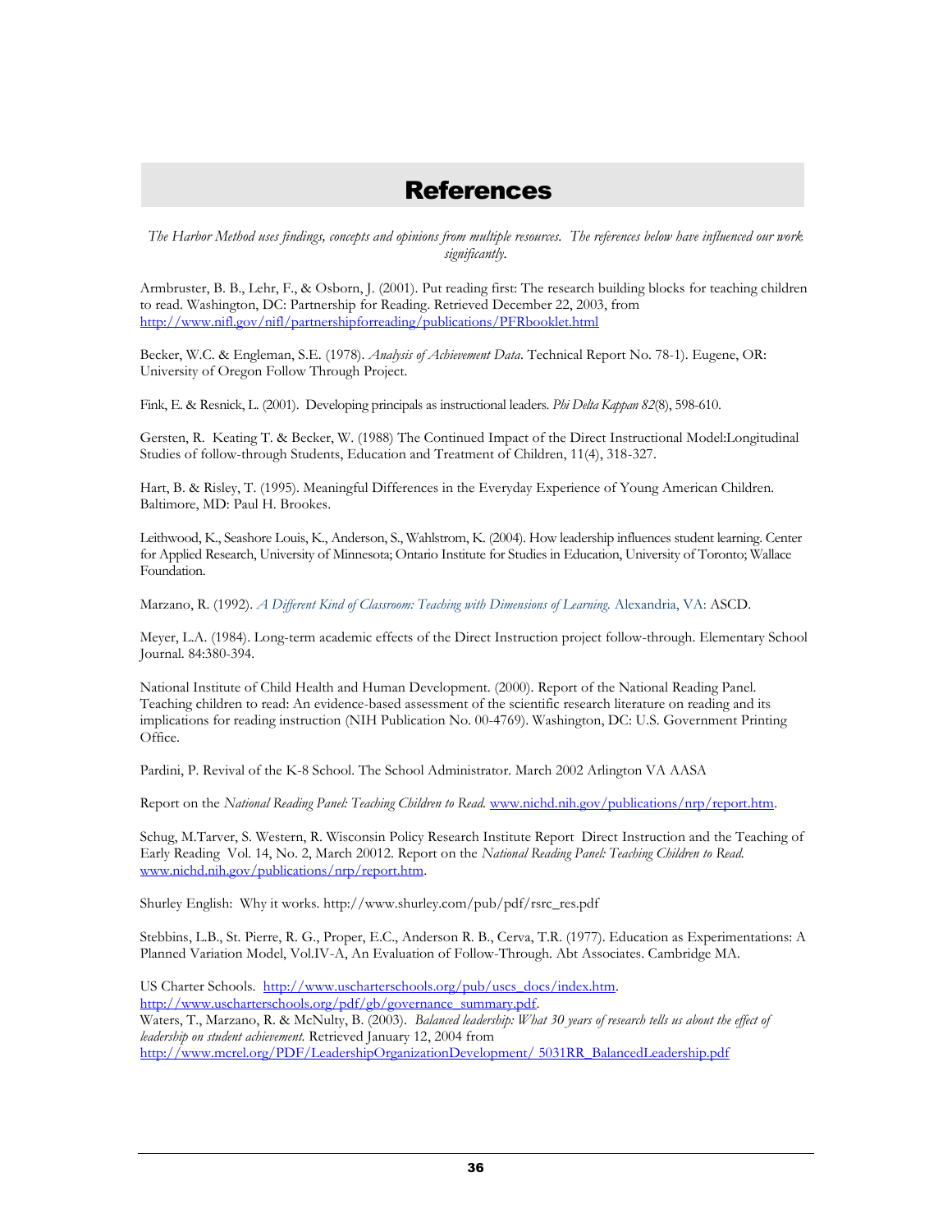# References

*The Harbor Method uses findings, concepts and opinions from multiple resources. The references below have influenced our work significantly.*

Armbruster, B. B., Lehr, F., & Osborn, J. (2001). Put reading first: The research building blocks for teaching children to read. Washington, DC: Partnership for Reading. Retrieved December 22, 2003, from http://www.nifl.gov/nifl/partnershipforreading/publications/PFRbooklet.html

Becker, W.C. & Engleman, S.E. (1978). *Analysis of Achievement Data*. Technical Report No. 78-1). Eugene, OR: University of Oregon Follow Through Project.

Fink, E. & Resnick, L. (2001). Developing principals as instructional leaders. *Phi Delta Kappan 82*(8), 598-610.

Gersten, R. Keating T. & Becker, W. (1988) The Continued Impact of the Direct Instructional Model:Longitudinal Studies of follow-through Students, Education and Treatment of Children, 11(4), 318-327.

Hart, B. & Risley, T. (1995). Meaningful Differences in the Everyday Experience of Young American Children. Baltimore, MD: Paul H. Brookes.

Leithwood, K., Seashore Louis, K., Anderson, S., Wahlstrom, K. (2004). How leadership influences student learning. Center for Applied Research, University of Minnesota; Ontario Institute for Studies in Education, University of Toronto; Wallace Foundation.

Marzano, R. (1992). *A Different Kind of Classroom: Teaching with Dimensions of Learning.* Alexandria, VA: ASCD.

Meyer, L.A. (1984). Long-term academic effects of the Direct Instruction project follow-through. Elementary School Journal. 84:380-394.

National Institute of Child Health and Human Development. (2000). Report of the National Reading Panel. Teaching children to read: An evidence-based assessment of the scientific research literature on reading and its implications for reading instruction (NIH Publication No. 00-4769). Washington, DC: U.S. Government Printing Office.

Pardini, P. Revival of the K-8 School. The School Administrator. March 2002 Arlington VA AASA

Report on the *National Reading Panel: Teaching Children to Read.* www.nichd.nih.gov/publications/nrp/report.htm.

Schug, M.Tarver, S. Western, R. Wisconsin Policy Research Institute Report Direct Instruction and the Teaching of Early Reading Vol. 14, No. 2, March 20012. Report on the *National Reading Panel: Teaching Children to Read.* www.nichd.nih.gov/publications/nrp/report.htm.

Shurley English: Why it works. http://www.shurley.com/pub/pdf/rsrc_res.pdf

Stebbins, L.B., St. Pierre, R. G., Proper, E.C., Anderson R. B., Cerva, T.R. (1977). Education as Experimentations: A Planned Variation Model, Vol.IV-A, An Evaluation of Follow-Through. Abt Associates. Cambridge MA.

US Charter Schools. http://www.uscharterschools.org/pub/uscs_docs/index.htm. http://www.uscharterschools.org/pdf/gb/governance_summary.pdf.

Waters, T., Marzano, R. & McNulty, B. (2003). *Balanced leadership: What 30 years of research tells us about the effect of leadership on student achievement.* Retrieved January 12, 2004 from http://www.mcrel.org/PDF/LeadershipOrganizationDevelopment/ 5031RR_BalancedLeadership.pdf